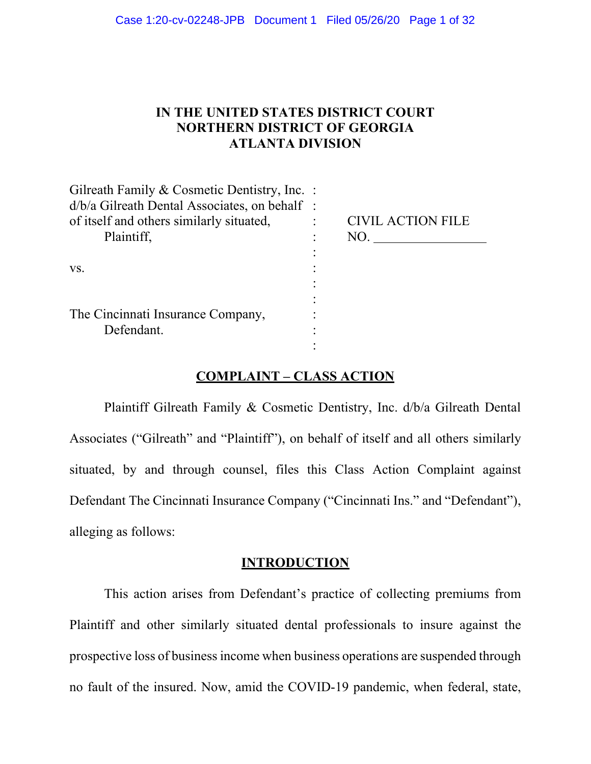# IN THE UNITED STATES DISTRICT COURT
# NORTHERN DISTRICT OF GEORGIA
# ATLANTA DIVISION

| | | |
|---|---|---|
| Gilreath Family & Cosmetic Dentistry, Inc. d/b/a Gilreath Dental Associates, on behalf of itself and others similarly situated, Plaintiff, | : | CIVIL ACTION FILE NO. ________________ |
| vs. | : | |
| The Cincinnati Insurance Company, Defendant. | : | |

## COMPLAINT – CLASS ACTION

Plaintiff Gilreath Family & Cosmetic Dentistry, Inc. d/b/a Gilreath Dental Associates ("Gilreath" and "Plaintiff"), on behalf of itself and all others similarly situated, by and through counsel, files this Class Action Complaint against Defendant The Cincinnati Insurance Company ("Cincinnati Ins." and "Defendant"), alleging as follows:

## INTRODUCTION

This action arises from Defendant's practice of collecting premiums from Plaintiff and other similarly situated dental professionals to insure against the prospective loss of business income when business operations are suspended through no fault of the insured. Now, amid the COVID-19 pandemic, when federal, state,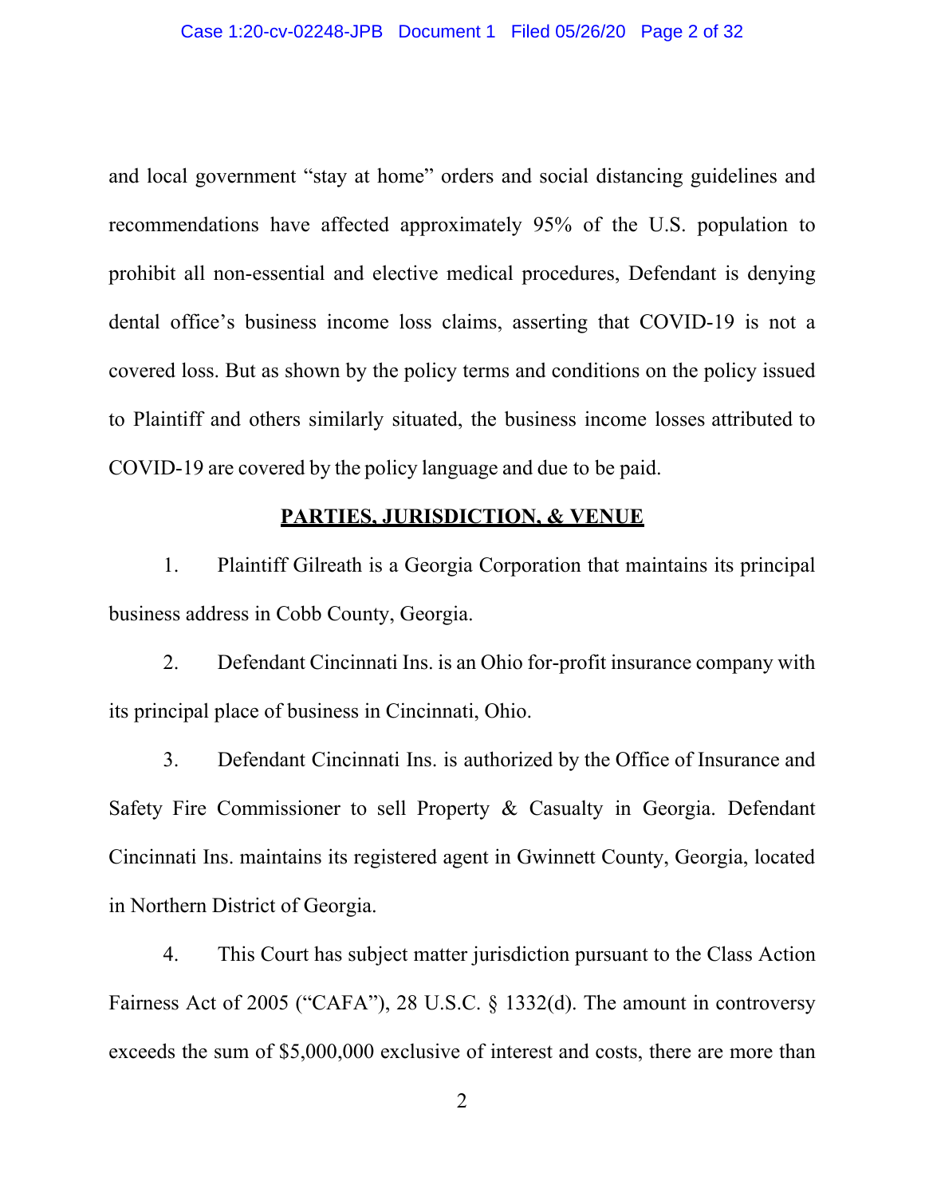and local government "stay at home" orders and social distancing guidelines and recommendations have affected approximately 95% of the U.S. population to prohibit all non-essential and elective medical procedures, Defendant is denying dental office's business income loss claims, asserting that COVID-19 is not a covered loss. But as shown by the policy terms and conditions on the policy issued to Plaintiff and others similarly situated, the business income losses attributed to COVID-19 are covered by the policy language and due to be paid.

## PARTIES, JURISDICTION, & VENUE

1. Plaintiff Gilreath is a Georgia Corporation that maintains its principal business address in Cobb County, Georgia.

2. Defendant Cincinnati Ins. is an Ohio for-profit insurance company with its principal place of business in Cincinnati, Ohio.

3. Defendant Cincinnati Ins. is authorized by the Office of Insurance and Safety Fire Commissioner to sell Property & Casualty in Georgia. Defendant Cincinnati Ins. maintains its registered agent in Gwinnett County, Georgia, located in Northern District of Georgia.

4. This Court has subject matter jurisdiction pursuant to the Class Action Fairness Act of 2005 ("CAFA"), 28 U.S.C. § 1332(d). The amount in controversy exceeds the sum of $5,000,000 exclusive of interest and costs, there are more than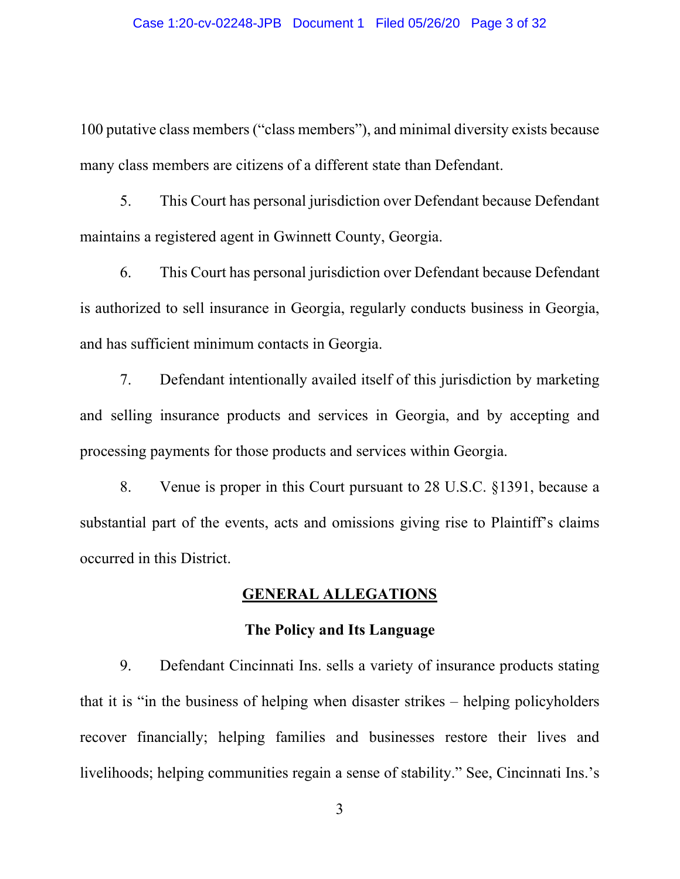100 putative class members ("class members"), and minimal diversity exists because many class members are citizens of a different state than Defendant.

5. This Court has personal jurisdiction over Defendant because Defendant maintains a registered agent in Gwinnett County, Georgia.

6. This Court has personal jurisdiction over Defendant because Defendant is authorized to sell insurance in Georgia, regularly conducts business in Georgia, and has sufficient minimum contacts in Georgia.

7. Defendant intentionally availed itself of this jurisdiction by marketing and selling insurance products and services in Georgia, and by accepting and processing payments for those products and services within Georgia.

8. Venue is proper in this Court pursuant to 28 U.S.C. §1391, because a substantial part of the events, acts and omissions giving rise to Plaintiff's claims occurred in this District.

## GENERAL ALLEGATIONS

### The Policy and Its Language

9. Defendant Cincinnati Ins. sells a variety of insurance products stating that it is "in the business of helping when disaster strikes – helping policyholders recover financially; helping families and businesses restore their lives and livelihoods; helping communities regain a sense of stability." See, Cincinnati Ins.'s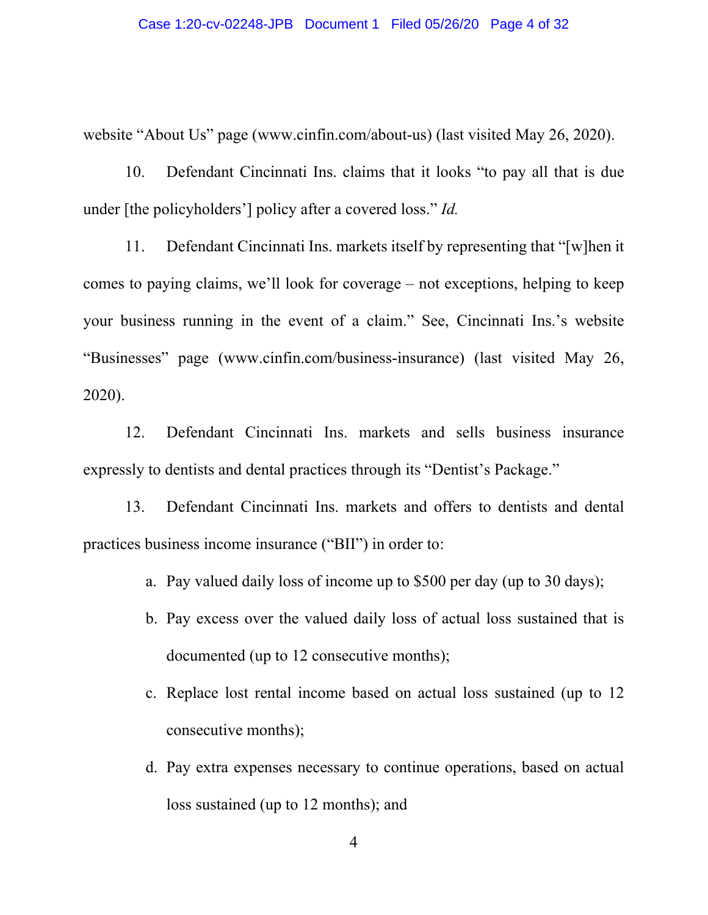website "About Us" page (www.cinfin.com/about-us) (last visited May 26, 2020).

10. Defendant Cincinnati Ins. claims that it looks "to pay all that is due under [the policyholders'] policy after a covered loss." *Id.*

11. Defendant Cincinnati Ins. markets itself by representing that "[w]hen it comes to paying claims, we'll look for coverage – not exceptions, helping to keep your business running in the event of a claim." See, Cincinnati Ins.'s website "Businesses" page (www.cinfin.com/business-insurance) (last visited May 26, 2020).

12. Defendant Cincinnati Ins. markets and sells business insurance expressly to dentists and dental practices through its "Dentist's Package."

13. Defendant Cincinnati Ins. markets and offers to dentists and dental practices business income insurance ("BII") in order to:

a. Pay valued daily loss of income up to $500 per day (up to 30 days);

b. Pay excess over the valued daily loss of actual loss sustained that is documented (up to 12 consecutive months);

c. Replace lost rental income based on actual loss sustained (up to 12 consecutive months);

d. Pay extra expenses necessary to continue operations, based on actual loss sustained (up to 12 months); and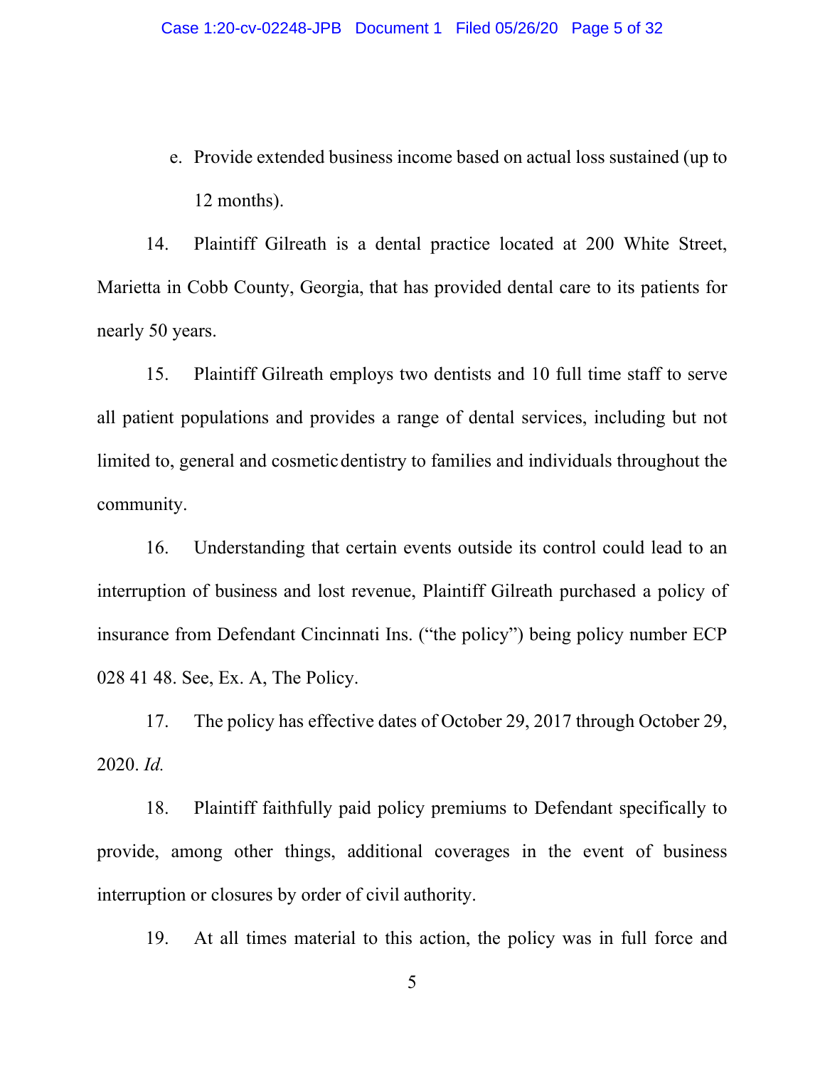e. Provide extended business income based on actual loss sustained (up to 12 months).

14. Plaintiff Gilreath is a dental practice located at 200 White Street, Marietta in Cobb County, Georgia, that has provided dental care to its patients for nearly 50 years.

15. Plaintiff Gilreath employs two dentists and 10 full time staff to serve all patient populations and provides a range of dental services, including but not limited to, general and cosmetic dentistry to families and individuals throughout the community.

16. Understanding that certain events outside its control could lead to an interruption of business and lost revenue, Plaintiff Gilreath purchased a policy of insurance from Defendant Cincinnati Ins. ("the policy") being policy number ECP 028 41 48. See, Ex. A, The Policy.

17. The policy has effective dates of October 29, 2017 through October 29, 2020. *Id.*

18. Plaintiff faithfully paid policy premiums to Defendant specifically to provide, among other things, additional coverages in the event of business interruption or closures by order of civil authority.

19. At all times material to this action, the policy was in full force and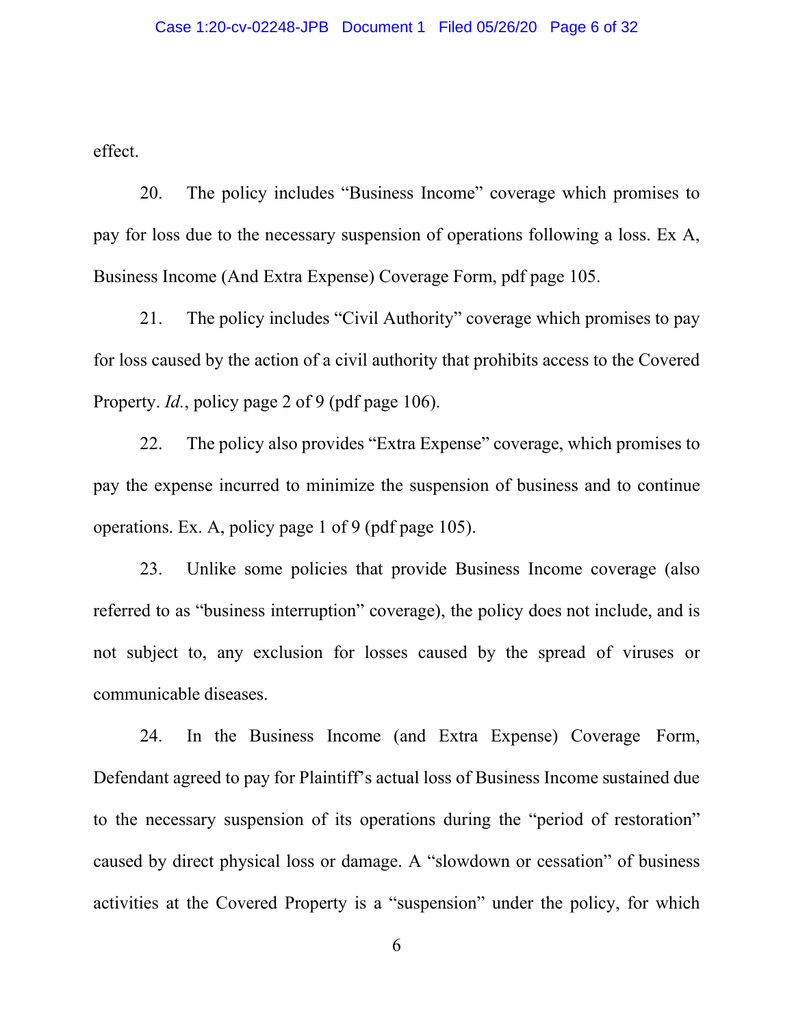effect.

20. The policy includes "Business Income" coverage which promises to pay for loss due to the necessary suspension of operations following a loss. Ex A, Business Income (And Extra Expense) Coverage Form, pdf page 105.

21. The policy includes "Civil Authority" coverage which promises to pay for loss caused by the action of a civil authority that prohibits access to the Covered Property. *Id.*, policy page 2 of 9 (pdf page 106).

22. The policy also provides "Extra Expense" coverage, which promises to pay the expense incurred to minimize the suspension of business and to continue operations. Ex. A, policy page 1 of 9 (pdf page 105).

23. Unlike some policies that provide Business Income coverage (also referred to as "business interruption" coverage), the policy does not include, and is not subject to, any exclusion for losses caused by the spread of viruses or communicable diseases.

24. In the Business Income (and Extra Expense) Coverage Form, Defendant agreed to pay for Plaintiff's actual loss of Business Income sustained due to the necessary suspension of its operations during the "period of restoration" caused by direct physical loss or damage. A "slowdown or cessation" of business activities at the Covered Property is a "suspension" under the policy, for which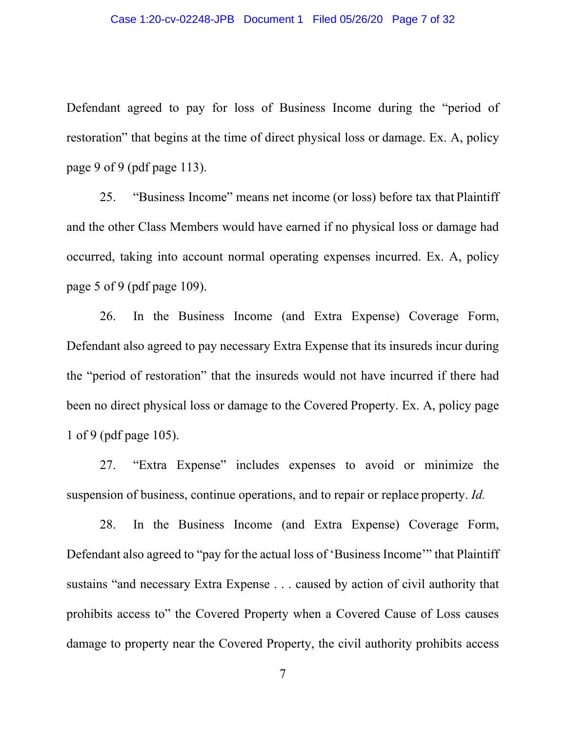Defendant agreed to pay for loss of Business Income during the "period of restoration" that begins at the time of direct physical loss or damage. Ex. A, policy page 9 of 9 (pdf page 113).

25. "Business Income" means net income (or loss) before tax that Plaintiff and the other Class Members would have earned if no physical loss or damage had occurred, taking into account normal operating expenses incurred. Ex. A, policy page 5 of 9 (pdf page 109).

26. In the Business Income (and Extra Expense) Coverage Form, Defendant also agreed to pay necessary Extra Expense that its insureds incur during the "period of restoration" that the insureds would not have incurred if there had been no direct physical loss or damage to the Covered Property. Ex. A, policy page 1 of 9 (pdf page 105).

27. "Extra Expense" includes expenses to avoid or minimize the suspension of business, continue operations, and to repair or replace property. *Id.*

28. In the Business Income (and Extra Expense) Coverage Form, Defendant also agreed to "pay for the actual loss of 'Business Income'" that Plaintiff sustains "and necessary Extra Expense . . . caused by action of civil authority that prohibits access to" the Covered Property when a Covered Cause of Loss causes damage to property near the Covered Property, the civil authority prohibits access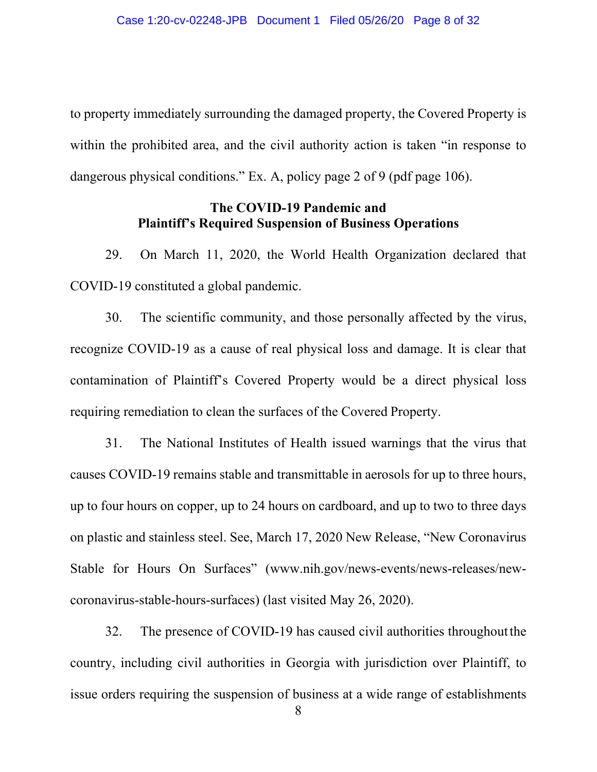to property immediately surrounding the damaged property, the Covered Property is within the prohibited area, and the civil authority action is taken "in response to dangerous physical conditions." Ex. A, policy page 2 of 9 (pdf page 106).

**The COVID-19 Pandemic and**
**Plaintiff's Required Suspension of Business Operations**

29. On March 11, 2020, the World Health Organization declared that COVID-19 constituted a global pandemic.

30. The scientific community, and those personally affected by the virus, recognize COVID-19 as a cause of real physical loss and damage. It is clear that contamination of Plaintiff's Covered Property would be a direct physical loss requiring remediation to clean the surfaces of the Covered Property.

31. The National Institutes of Health issued warnings that the virus that causes COVID-19 remains stable and transmittable in aerosols for up to three hours, up to four hours on copper, up to 24 hours on cardboard, and up to two to three days on plastic and stainless steel. See, March 17, 2020 New Release, "New Coronavirus Stable for Hours On Surfaces" (www.nih.gov/news-events/news-releases/new-coronavirus-stable-hours-surfaces) (last visited May 26, 2020).

32. The presence of COVID-19 has caused civil authorities throughout the country, including civil authorities in Georgia with jurisdiction over Plaintiff, to issue orders requiring the suspension of business at a wide range of establishments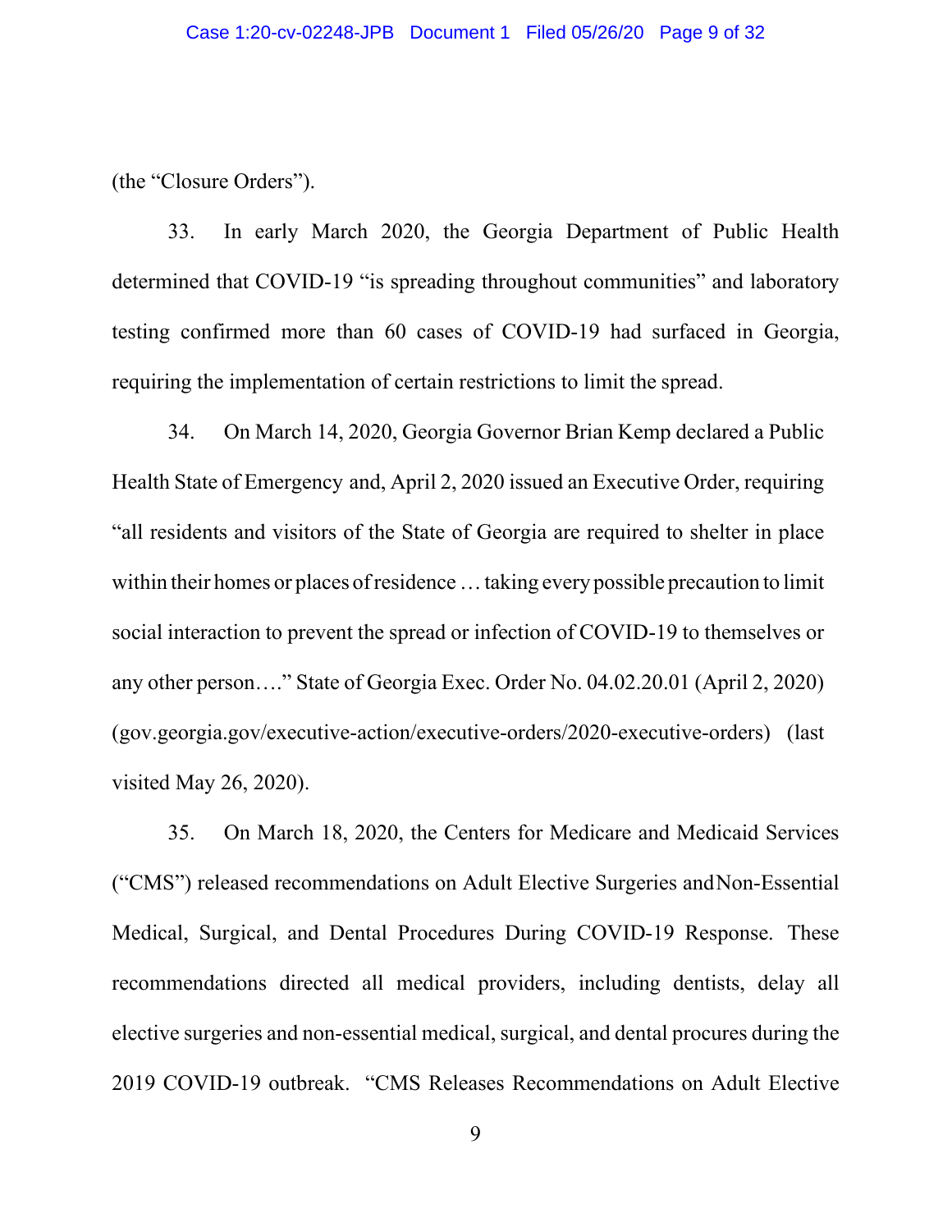(the "Closure Orders").

33. In early March 2020, the Georgia Department of Public Health determined that COVID-19 "is spreading throughout communities" and laboratory testing confirmed more than 60 cases of COVID-19 had surfaced in Georgia, requiring the implementation of certain restrictions to limit the spread.

34. On March 14, 2020, Georgia Governor Brian Kemp declared a Public Health State of Emergency and, April 2, 2020 issued an Executive Order, requiring "all residents and visitors of the State of Georgia are required to shelter in place within their homes or places of residence … taking every possible precaution to limit social interaction to prevent the spread or infection of COVID-19 to themselves or any other person…." State of Georgia Exec. Order No. 04.02.20.01 (April 2, 2020) (gov.georgia.gov/executive-action/executive-orders/2020-executive-orders) (last visited May 26, 2020).

35. On March 18, 2020, the Centers for Medicare and Medicaid Services ("CMS") released recommendations on Adult Elective Surgeries and Non-Essential Medical, Surgical, and Dental Procedures During COVID-19 Response. These recommendations directed all medical providers, including dentists, delay all elective surgeries and non-essential medical, surgical, and dental procures during the 2019 COVID-19 outbreak. "CMS Releases Recommendations on Adult Elective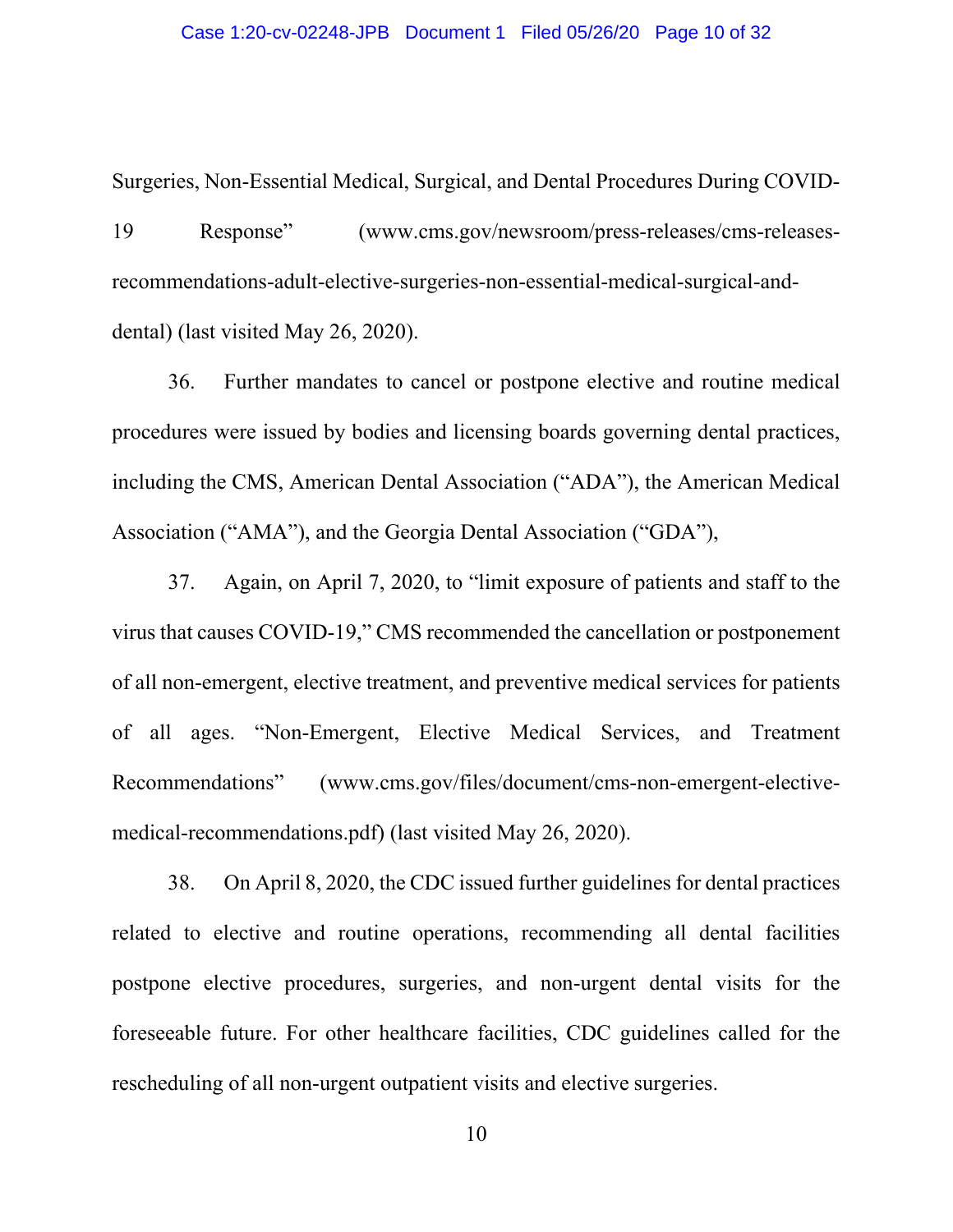Surgeries, Non-Essential Medical, Surgical, and Dental Procedures During COVID-19 Response" (www.cms.gov/newsroom/press-releases/cms-releases-recommendations-adult-elective-surgeries-non-essential-medical-surgical-and-dental) (last visited May 26, 2020).

36. Further mandates to cancel or postpone elective and routine medical procedures were issued by bodies and licensing boards governing dental practices, including the CMS, American Dental Association ("ADA"), the American Medical Association ("AMA"), and the Georgia Dental Association ("GDA"),

37. Again, on April 7, 2020, to "limit exposure of patients and staff to the virus that causes COVID-19," CMS recommended the cancellation or postponement of all non-emergent, elective treatment, and preventive medical services for patients of all ages. "Non-Emergent, Elective Medical Services, and Treatment Recommendations" (www.cms.gov/files/document/cms-non-emergent-elective-medical-recommendations.pdf) (last visited May 26, 2020).

38. On April 8, 2020, the CDC issued further guidelines for dental practices related to elective and routine operations, recommending all dental facilities postpone elective procedures, surgeries, and non-urgent dental visits for the foreseeable future. For other healthcare facilities, CDC guidelines called for the rescheduling of all non-urgent outpatient visits and elective surgeries.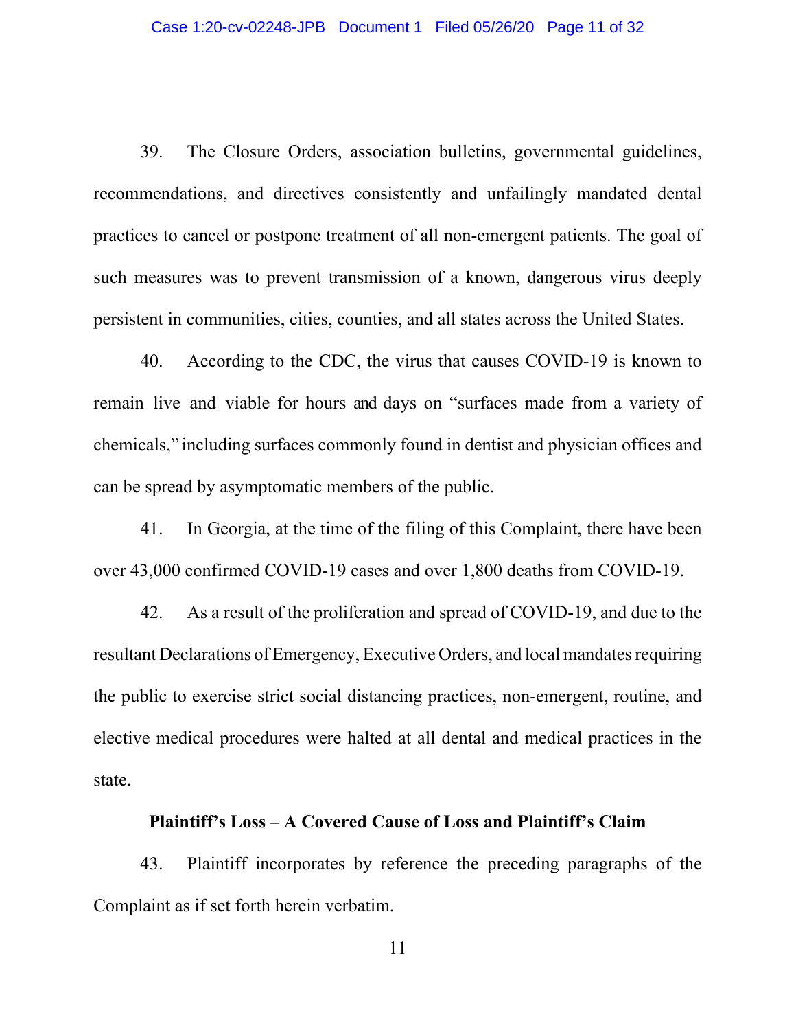39. The Closure Orders, association bulletins, governmental guidelines, recommendations, and directives consistently and unfailingly mandated dental practices to cancel or postpone treatment of all non-emergent patients. The goal of such measures was to prevent transmission of a known, dangerous virus deeply persistent in communities, cities, counties, and all states across the United States.

40. According to the CDC, the virus that causes COVID-19 is known to remain live and viable for hours and days on "surfaces made from a variety of chemicals," including surfaces commonly found in dentist and physician offices and can be spread by asymptomatic members of the public.

41. In Georgia, at the time of the filing of this Complaint, there have been over 43,000 confirmed COVID-19 cases and over 1,800 deaths from COVID-19.

42. As a result of the proliferation and spread of COVID-19, and due to the resultant Declarations of Emergency, Executive Orders, and local mandates requiring the public to exercise strict social distancing practices, non-emergent, routine, and elective medical procedures were halted at all dental and medical practices in the state.

**Plaintiff's Loss – A Covered Cause of Loss and Plaintiff's Claim**

43. Plaintiff incorporates by reference the preceding paragraphs of the Complaint as if set forth herein verbatim.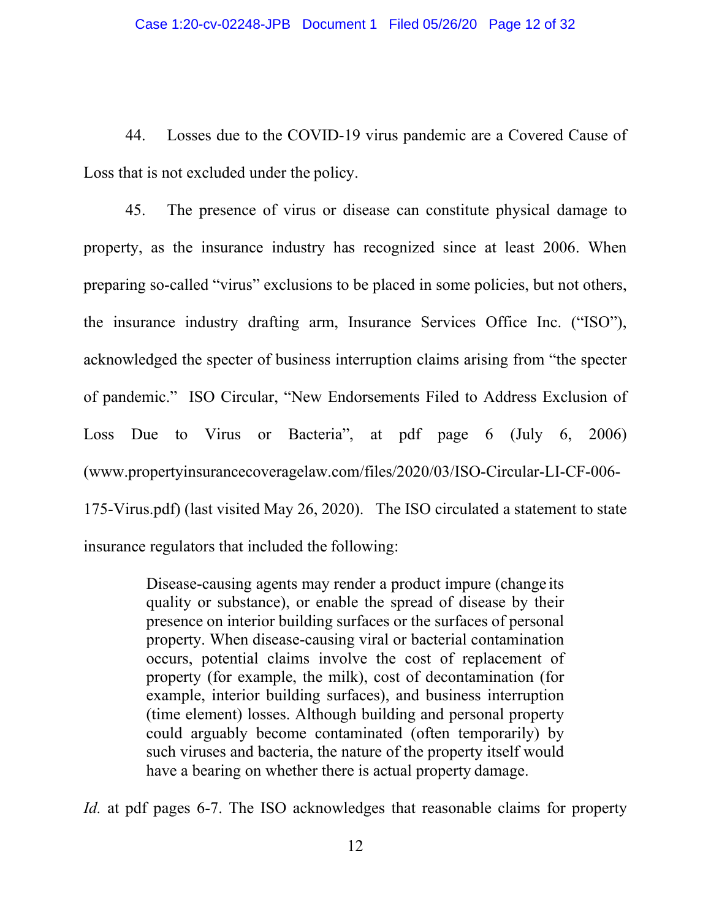44. Losses due to the COVID-19 virus pandemic are a Covered Cause of Loss that is not excluded under the policy.

45. The presence of virus or disease can constitute physical damage to property, as the insurance industry has recognized since at least 2006. When preparing so-called "virus" exclusions to be placed in some policies, but not others, the insurance industry drafting arm, Insurance Services Office Inc. ("ISO"), acknowledged the specter of business interruption claims arising from "the specter of pandemic." ISO Circular, "New Endorsements Filed to Address Exclusion of Loss Due to Virus or Bacteria", at pdf page 6 (July 6, 2006) (www.propertyinsurancecoveragelaw.com/files/2020/03/ISO-Circular-LI-CF-006-175-Virus.pdf) (last visited May 26, 2020). The ISO circulated a statement to state insurance regulators that included the following:

> Disease-causing agents may render a product impure (change its quality or substance), or enable the spread of disease by their presence on interior building surfaces or the surfaces of personal property. When disease-causing viral or bacterial contamination occurs, potential claims involve the cost of replacement of property (for example, the milk), cost of decontamination (for example, interior building surfaces), and business interruption (time element) losses. Although building and personal property could arguably become contaminated (often temporarily) by such viruses and bacteria, the nature of the property itself would have a bearing on whether there is actual property damage.

*Id.* at pdf pages 6-7. The ISO acknowledges that reasonable claims for property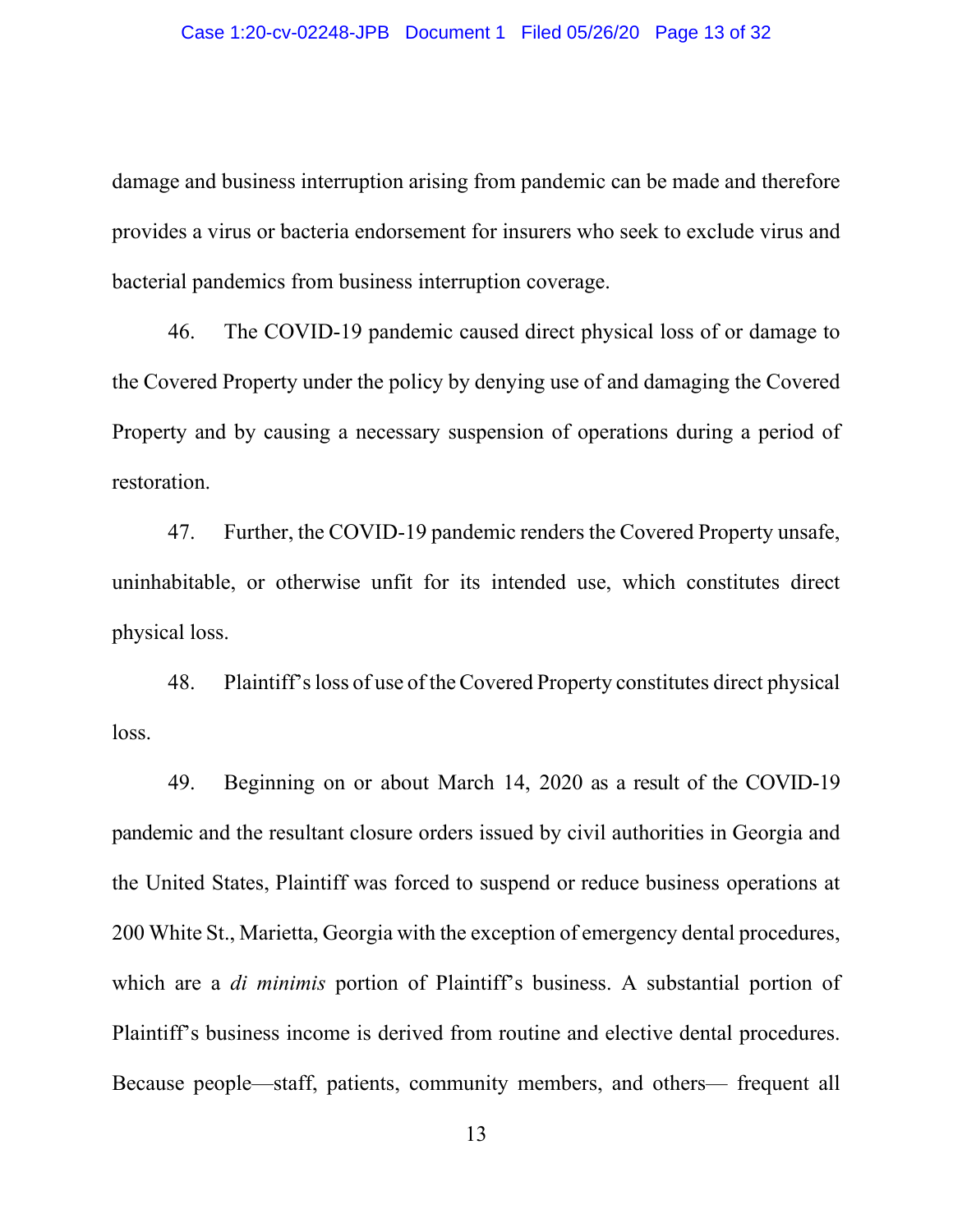damage and business interruption arising from pandemic can be made and therefore provides a virus or bacteria endorsement for insurers who seek to exclude virus and bacterial pandemics from business interruption coverage.

46. The COVID-19 pandemic caused direct physical loss of or damage to the Covered Property under the policy by denying use of and damaging the Covered Property and by causing a necessary suspension of operations during a period of restoration.

47. Further, the COVID-19 pandemic renders the Covered Property unsafe, uninhabitable, or otherwise unfit for its intended use, which constitutes direct physical loss.

48. Plaintiff's loss of use of the Covered Property constitutes direct physical loss.

49. Beginning on or about March 14, 2020 as a result of the COVID-19 pandemic and the resultant closure orders issued by civil authorities in Georgia and the United States, Plaintiff was forced to suspend or reduce business operations at 200 White St., Marietta, Georgia with the exception of emergency dental procedures, which are a *di minimis* portion of Plaintiff's business. A substantial portion of Plaintiff's business income is derived from routine and elective dental procedures. Because people—staff, patients, community members, and others— frequent all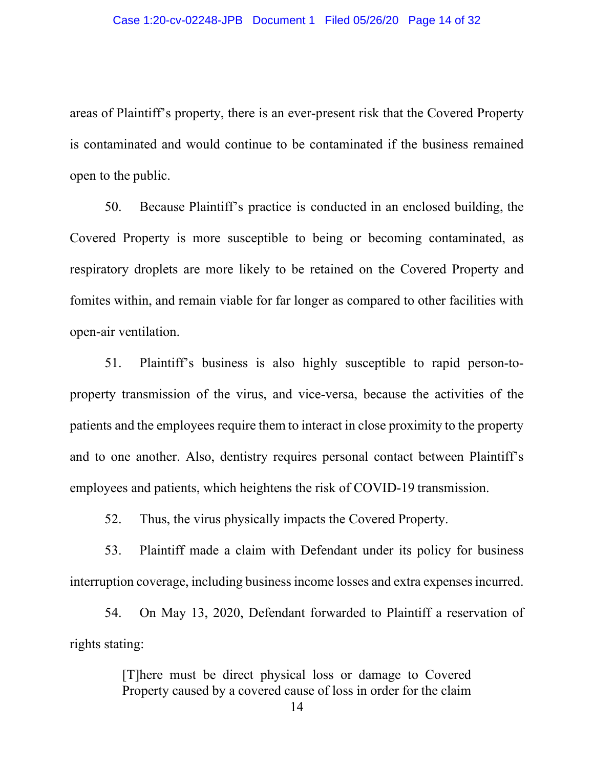areas of Plaintiff's property, there is an ever-present risk that the Covered Property is contaminated and would continue to be contaminated if the business remained open to the public.

50. Because Plaintiff's practice is conducted in an enclosed building, the Covered Property is more susceptible to being or becoming contaminated, as respiratory droplets are more likely to be retained on the Covered Property and fomites within, and remain viable for far longer as compared to other facilities with open-air ventilation.

51. Plaintiff's business is also highly susceptible to rapid person-to-property transmission of the virus, and vice-versa, because the activities of the patients and the employees require them to interact in close proximity to the property and to one another. Also, dentistry requires personal contact between Plaintiff's employees and patients, which heightens the risk of COVID-19 transmission.

52. Thus, the virus physically impacts the Covered Property.

53. Plaintiff made a claim with Defendant under its policy for business interruption coverage, including business income losses and extra expenses incurred.

54. On May 13, 2020, Defendant forwarded to Plaintiff a reservation of rights stating:

> [T]here must be direct physical loss or damage to Covered Property caused by a covered cause of loss in order for the claim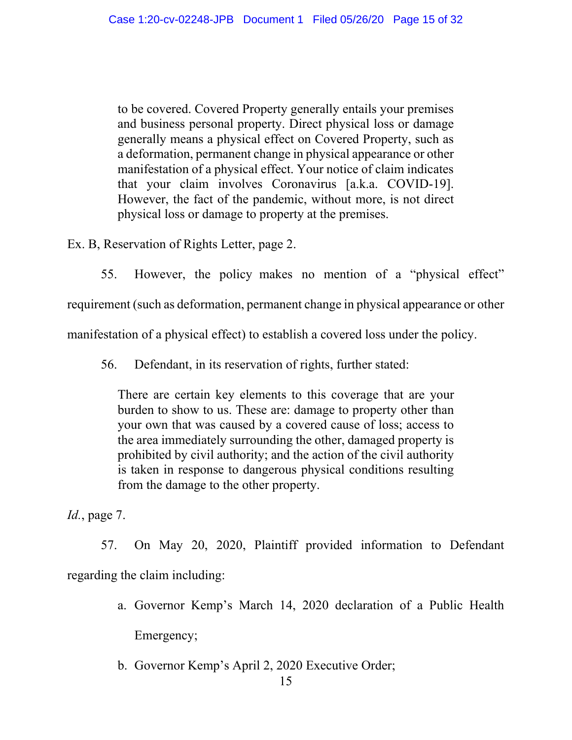> to be covered. Covered Property generally entails your premises and business personal property. Direct physical loss or damage generally means a physical effect on Covered Property, such as a deformation, permanent change in physical appearance or other manifestation of a physical effect. Your notice of claim indicates that your claim involves Coronavirus [a.k.a. COVID-19]. However, the fact of the pandemic, without more, is not direct physical loss or damage to property at the premises.

Ex. B, Reservation of Rights Letter, page 2.

55. However, the policy makes no mention of a "physical effect" requirement (such as deformation, permanent change in physical appearance or other manifestation of a physical effect) to establish a covered loss under the policy.

56. Defendant, in its reservation of rights, further stated:

> There are certain key elements to this coverage that are your burden to show to us. These are: damage to property other than your own that was caused by a covered cause of loss; access to the area immediately surrounding the other, damaged property is prohibited by civil authority; and the action of the civil authority is taken in response to dangerous physical conditions resulting from the damage to the other property.

*Id.*, page 7.

57. On May 20, 2020, Plaintiff provided information to Defendant regarding the claim including:

a. Governor Kemp's March 14, 2020 declaration of a Public Health Emergency;

b. Governor Kemp's April 2, 2020 Executive Order;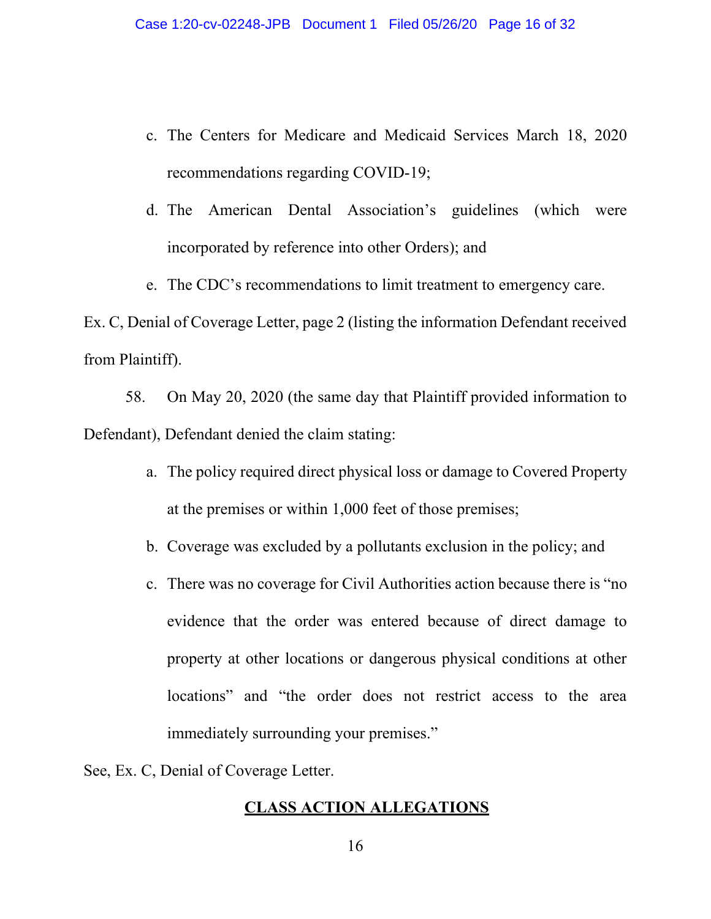c. The Centers for Medicare and Medicaid Services March 18, 2020 recommendations regarding COVID-19;

d. The American Dental Association's guidelines (which were incorporated by reference into other Orders); and

e. The CDC's recommendations to limit treatment to emergency care.

Ex. C, Denial of Coverage Letter, page 2 (listing the information Defendant received from Plaintiff).

58. On May 20, 2020 (the same day that Plaintiff provided information to Defendant), Defendant denied the claim stating:

a. The policy required direct physical loss or damage to Covered Property at the premises or within 1,000 feet of those premises;

b. Coverage was excluded by a pollutants exclusion in the policy; and

c. There was no coverage for Civil Authorities action because there is "no evidence that the order was entered because of direct damage to property at other locations or dangerous physical conditions at other locations" and "the order does not restrict access to the area immediately surrounding your premises."

See, Ex. C, Denial of Coverage Letter.

## CLASS ACTION ALLEGATIONS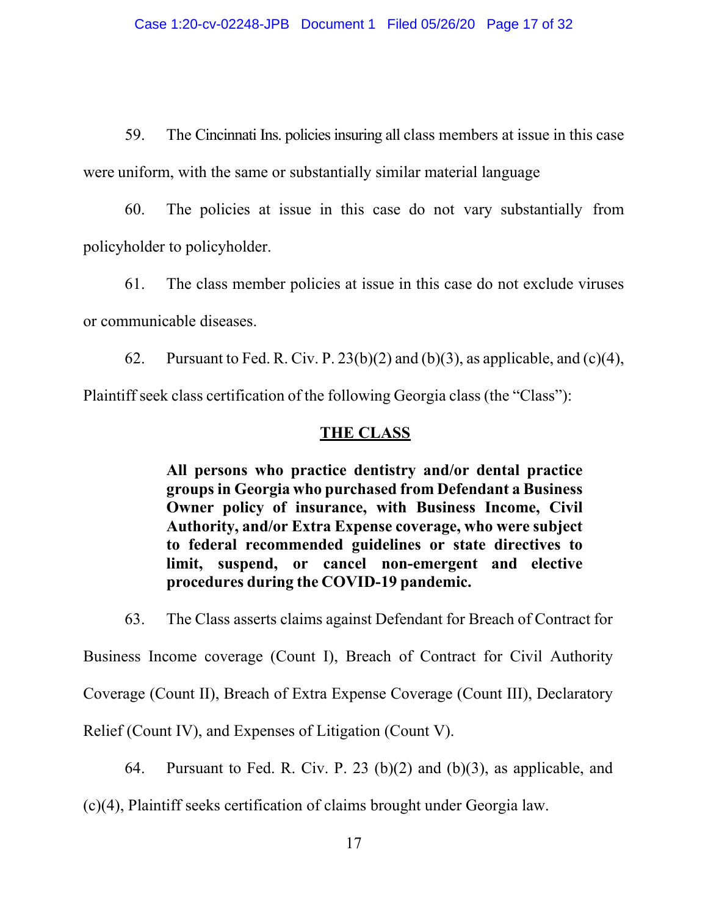59. The Cincinnati Ins. policies insuring all class members at issue in this case were uniform, with the same or substantially similar material language

60. The policies at issue in this case do not vary substantially from policyholder to policyholder.

61. The class member policies at issue in this case do not exclude viruses or communicable diseases.

62. Pursuant to Fed. R. Civ. P. 23(b)(2) and (b)(3), as applicable, and (c)(4), Plaintiff seek class certification of the following Georgia class (the "Class"):

**THE CLASS**

> **All persons who practice dentistry and/or dental practice groups in Georgia who purchased from Defendant a Business Owner policy of insurance, with Business Income, Civil Authority, and/or Extra Expense coverage, who were subject to federal recommended guidelines or state directives to limit, suspend, or cancel non-emergent and elective procedures during the COVID-19 pandemic.**

63. The Class asserts claims against Defendant for Breach of Contract for Business Income coverage (Count I), Breach of Contract for Civil Authority Coverage (Count II), Breach of Extra Expense Coverage (Count III), Declaratory Relief (Count IV), and Expenses of Litigation (Count V).

64. Pursuant to Fed. R. Civ. P. 23 (b)(2) and (b)(3), as applicable, and (c)(4), Plaintiff seeks certification of claims brought under Georgia law.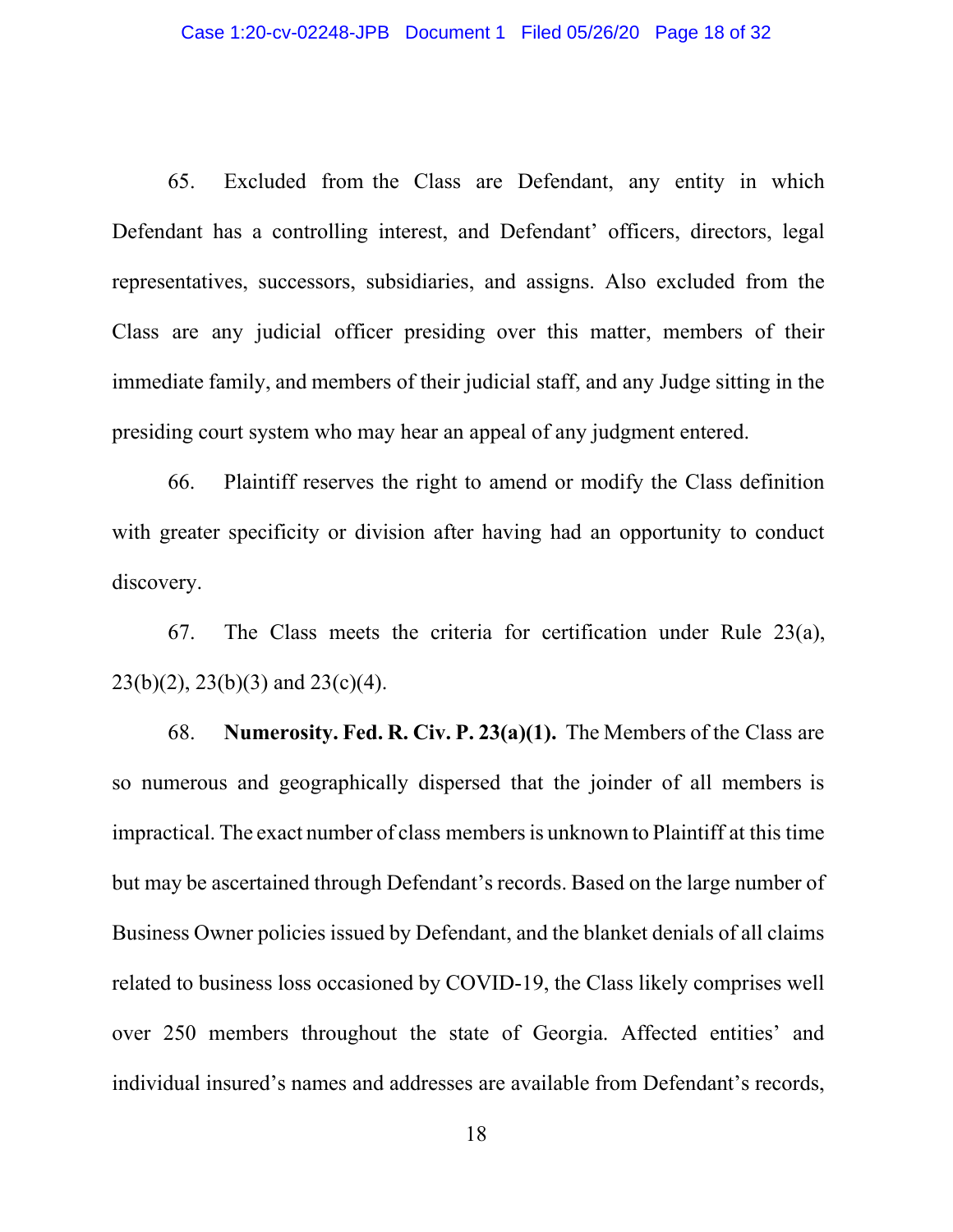65. Excluded from the Class are Defendant, any entity in which Defendant has a controlling interest, and Defendant' officers, directors, legal representatives, successors, subsidiaries, and assigns. Also excluded from the Class are any judicial officer presiding over this matter, members of their immediate family, and members of their judicial staff, and any Judge sitting in the presiding court system who may hear an appeal of any judgment entered.

66. Plaintiff reserves the right to amend or modify the Class definition with greater specificity or division after having had an opportunity to conduct discovery.

67. The Class meets the criteria for certification under Rule 23(a), 23(b)(2), 23(b)(3) and 23(c)(4).

68. **Numerosity. Fed. R. Civ. P. 23(a)(1).** The Members of the Class are so numerous and geographically dispersed that the joinder of all members is impractical. The exact number of class members is unknown to Plaintiff at this time but may be ascertained through Defendant's records. Based on the large number of Business Owner policies issued by Defendant, and the blanket denials of all claims related to business loss occasioned by COVID-19, the Class likely comprises well over 250 members throughout the state of Georgia. Affected entities' and individual insured's names and addresses are available from Defendant's records,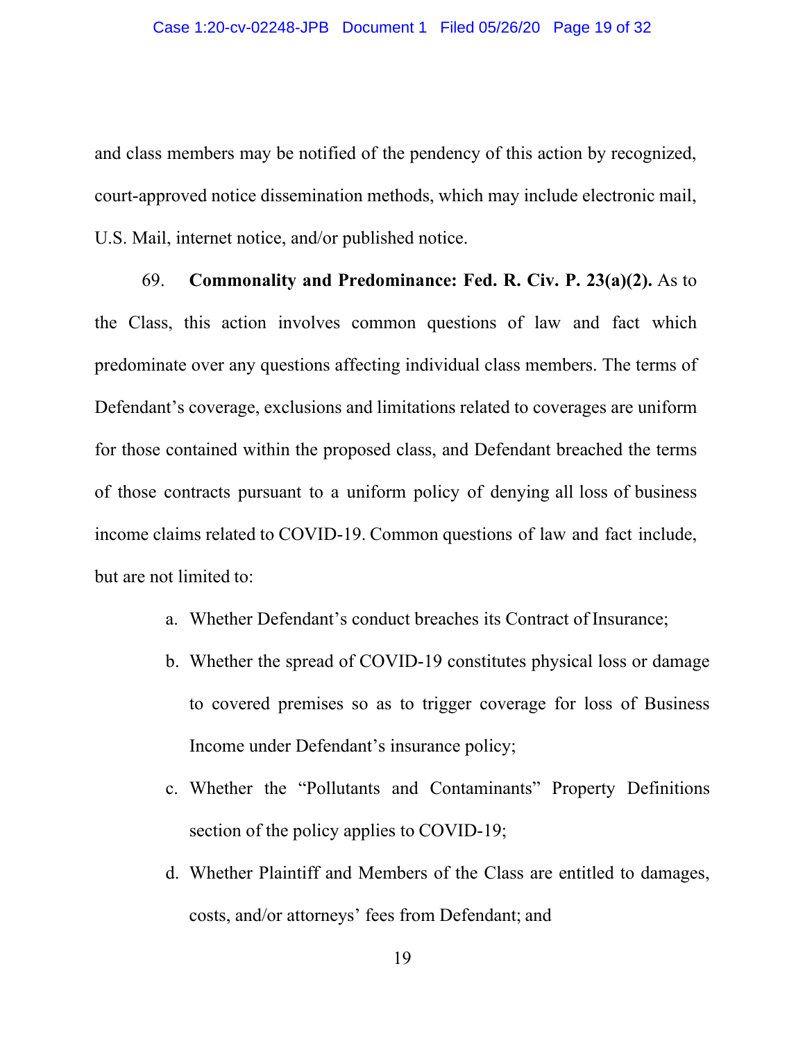and class members may be notified of the pendency of this action by recognized, court-approved notice dissemination methods, which may include electronic mail, U.S. Mail, internet notice, and/or published notice.

69. **Commonality and Predominance: Fed. R. Civ. P. 23(a)(2).** As to the Class, this action involves common questions of law and fact which predominate over any questions affecting individual class members. The terms of Defendant's coverage, exclusions and limitations related to coverages are uniform for those contained within the proposed class, and Defendant breached the terms of those contracts pursuant to a uniform policy of denying all loss of business income claims related to COVID-19. Common questions of law and fact include, but are not limited to:

a. Whether Defendant's conduct breaches its Contract of Insurance;

b. Whether the spread of COVID-19 constitutes physical loss or damage to covered premises so as to trigger coverage for loss of Business Income under Defendant's insurance policy;

c. Whether the "Pollutants and Contaminants" Property Definitions section of the policy applies to COVID-19;

d. Whether Plaintiff and Members of the Class are entitled to damages, costs, and/or attorneys' fees from Defendant; and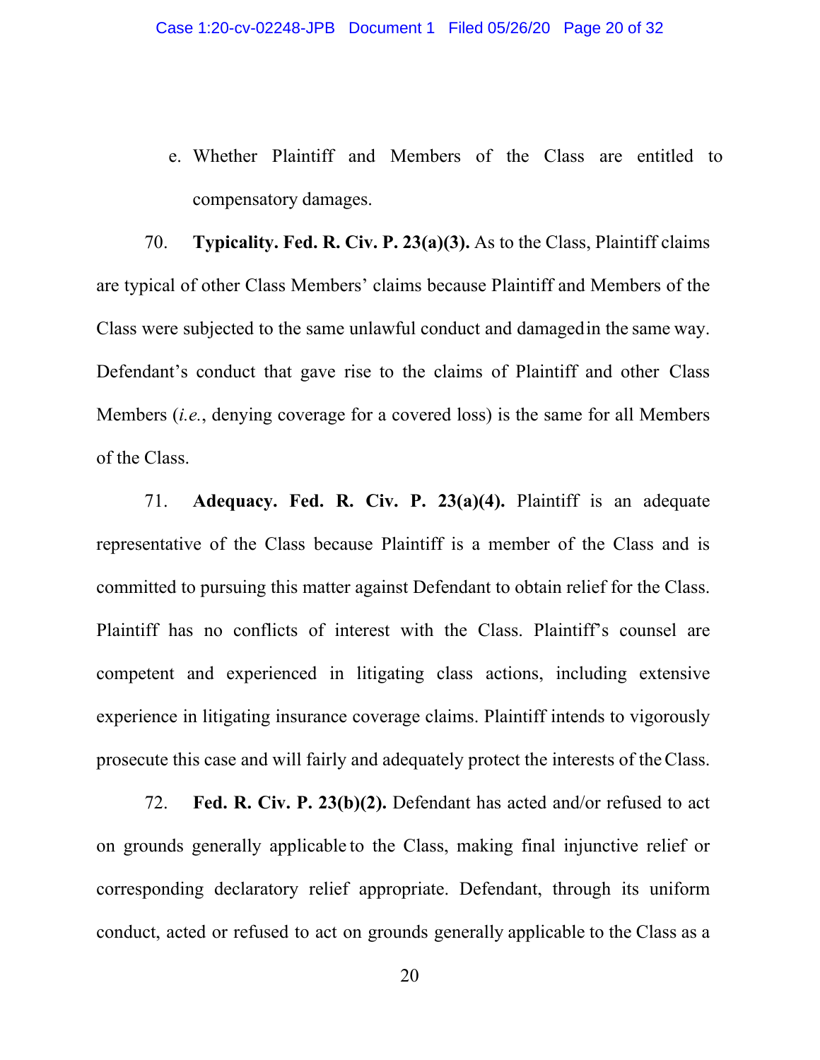e. Whether Plaintiff and Members of the Class are entitled to compensatory damages.

70. **Typicality. Fed. R. Civ. P. 23(a)(3).** As to the Class, Plaintiff claims are typical of other Class Members' claims because Plaintiff and Members of the Class were subjected to the same unlawful conduct and damaged in the same way. Defendant's conduct that gave rise to the claims of Plaintiff and other Class Members (*i.e.*, denying coverage for a covered loss) is the same for all Members of the Class.

71. **Adequacy. Fed. R. Civ. P. 23(a)(4).** Plaintiff is an adequate representative of the Class because Plaintiff is a member of the Class and is committed to pursuing this matter against Defendant to obtain relief for the Class. Plaintiff has no conflicts of interest with the Class. Plaintiff's counsel are competent and experienced in litigating class actions, including extensive experience in litigating insurance coverage claims. Plaintiff intends to vigorously prosecute this case and will fairly and adequately protect the interests of the Class.

72. **Fed. R. Civ. P. 23(b)(2).** Defendant has acted and/or refused to act on grounds generally applicable to the Class, making final injunctive relief or corresponding declaratory relief appropriate. Defendant, through its uniform conduct, acted or refused to act on grounds generally applicable to the Class as a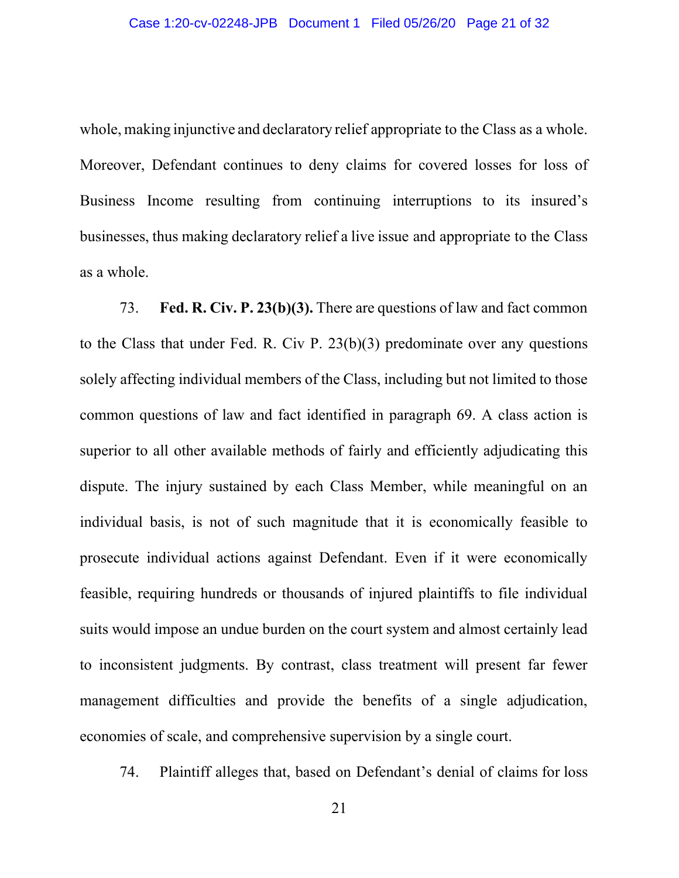whole, making injunctive and declaratory relief appropriate to the Class as a whole. Moreover, Defendant continues to deny claims for covered losses for loss of Business Income resulting from continuing interruptions to its insured's businesses, thus making declaratory relief a live issue and appropriate to the Class as a whole.

73. **Fed. R. Civ. P. 23(b)(3).** There are questions of law and fact common to the Class that under Fed. R. Civ P. 23(b)(3) predominate over any questions solely affecting individual members of the Class, including but not limited to those common questions of law and fact identified in paragraph 69. A class action is superior to all other available methods of fairly and efficiently adjudicating this dispute. The injury sustained by each Class Member, while meaningful on an individual basis, is not of such magnitude that it is economically feasible to prosecute individual actions against Defendant. Even if it were economically feasible, requiring hundreds or thousands of injured plaintiffs to file individual suits would impose an undue burden on the court system and almost certainly lead to inconsistent judgments. By contrast, class treatment will present far fewer management difficulties and provide the benefits of a single adjudication, economies of scale, and comprehensive supervision by a single court.

74. Plaintiff alleges that, based on Defendant's denial of claims for loss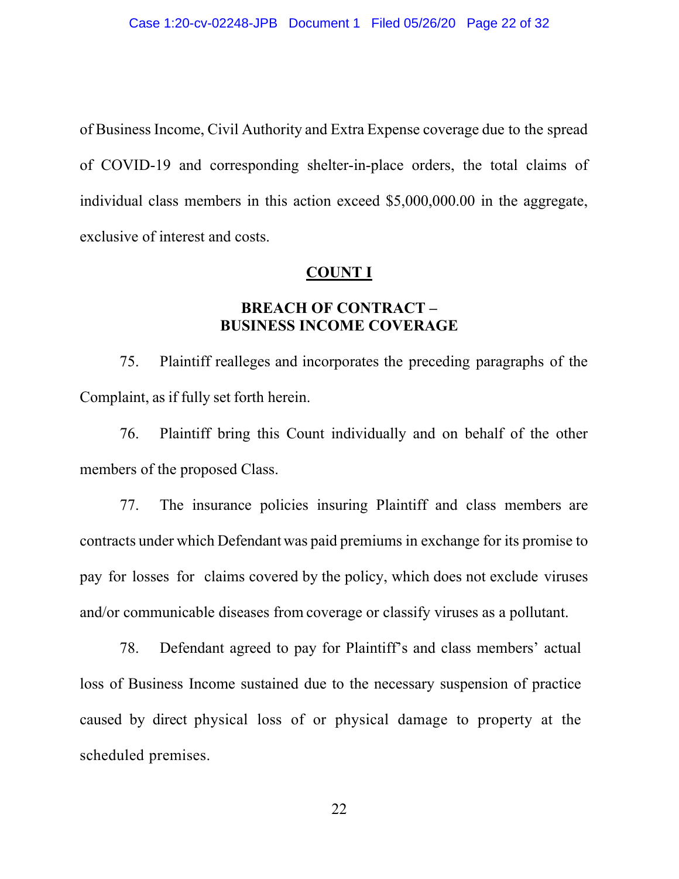of Business Income, Civil Authority and Extra Expense coverage due to the spread of COVID-19 and corresponding shelter-in-place orders, the total claims of individual class members in this action exceed $5,000,000.00 in the aggregate, exclusive of interest and costs.

## COUNT I

### BREACH OF CONTRACT – BUSINESS INCOME COVERAGE

75. Plaintiff realleges and incorporates the preceding paragraphs of the Complaint, as if fully set forth herein.

76. Plaintiff bring this Count individually and on behalf of the other members of the proposed Class.

77. The insurance policies insuring Plaintiff and class members are contracts under which Defendant was paid premiums in exchange for its promise to pay for losses for claims covered by the policy, which does not exclude viruses and/or communicable diseases from coverage or classify viruses as a pollutant.

78. Defendant agreed to pay for Plaintiff's and class members' actual loss of Business Income sustained due to the necessary suspension of practice caused by direct physical loss of or physical damage to property at the scheduled premises.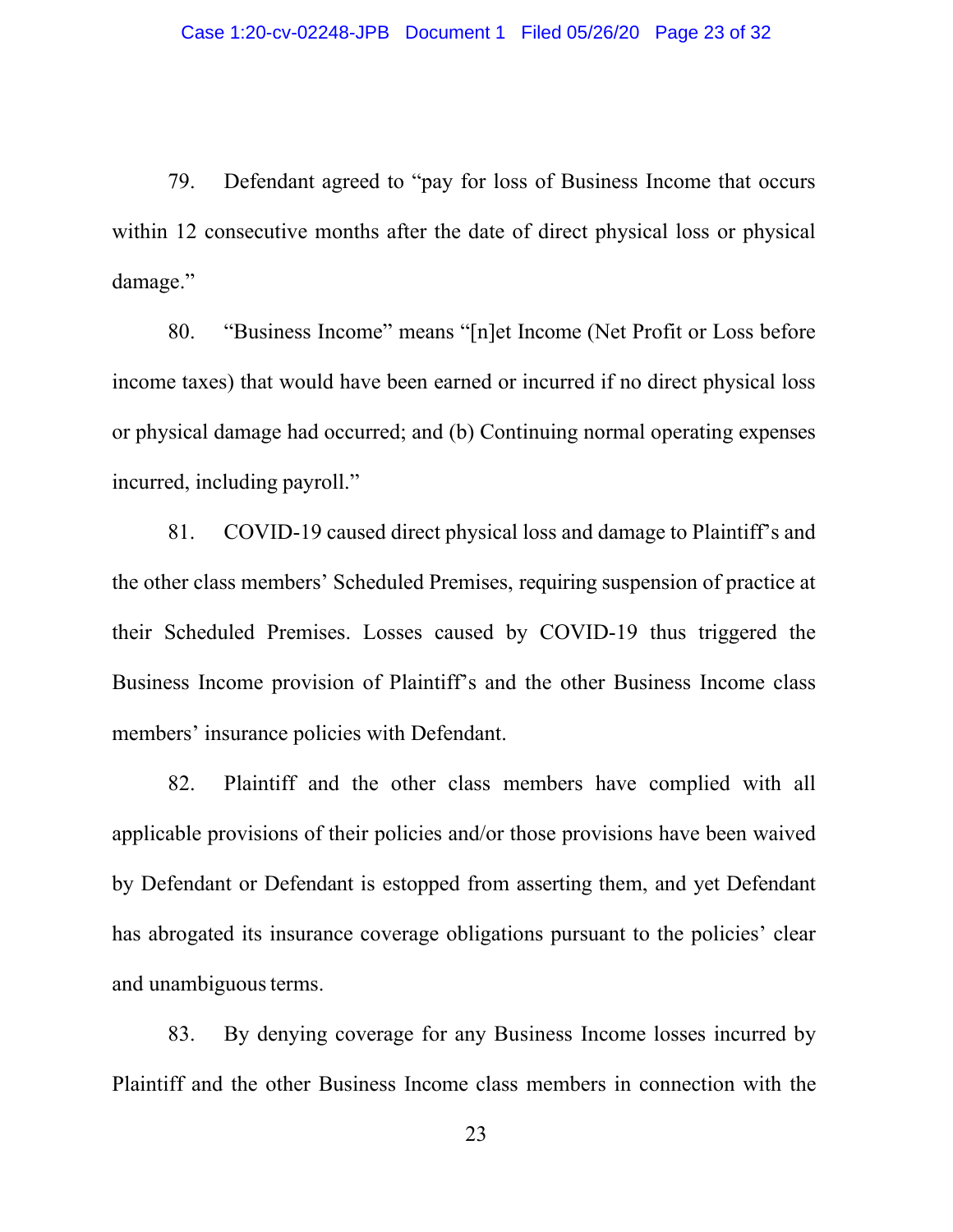79. Defendant agreed to "pay for loss of Business Income that occurs within 12 consecutive months after the date of direct physical loss or physical damage."

80. "Business Income" means "[n]et Income (Net Profit or Loss before income taxes) that would have been earned or incurred if no direct physical loss or physical damage had occurred; and (b) Continuing normal operating expenses incurred, including payroll."

81. COVID-19 caused direct physical loss and damage to Plaintiff's and the other class members' Scheduled Premises, requiring suspension of practice at their Scheduled Premises. Losses caused by COVID-19 thus triggered the Business Income provision of Plaintiff's and the other Business Income class members' insurance policies with Defendant.

82. Plaintiff and the other class members have complied with all applicable provisions of their policies and/or those provisions have been waived by Defendant or Defendant is estopped from asserting them, and yet Defendant has abrogated its insurance coverage obligations pursuant to the policies' clear and unambiguous terms.

83. By denying coverage for any Business Income losses incurred by Plaintiff and the other Business Income class members in connection with the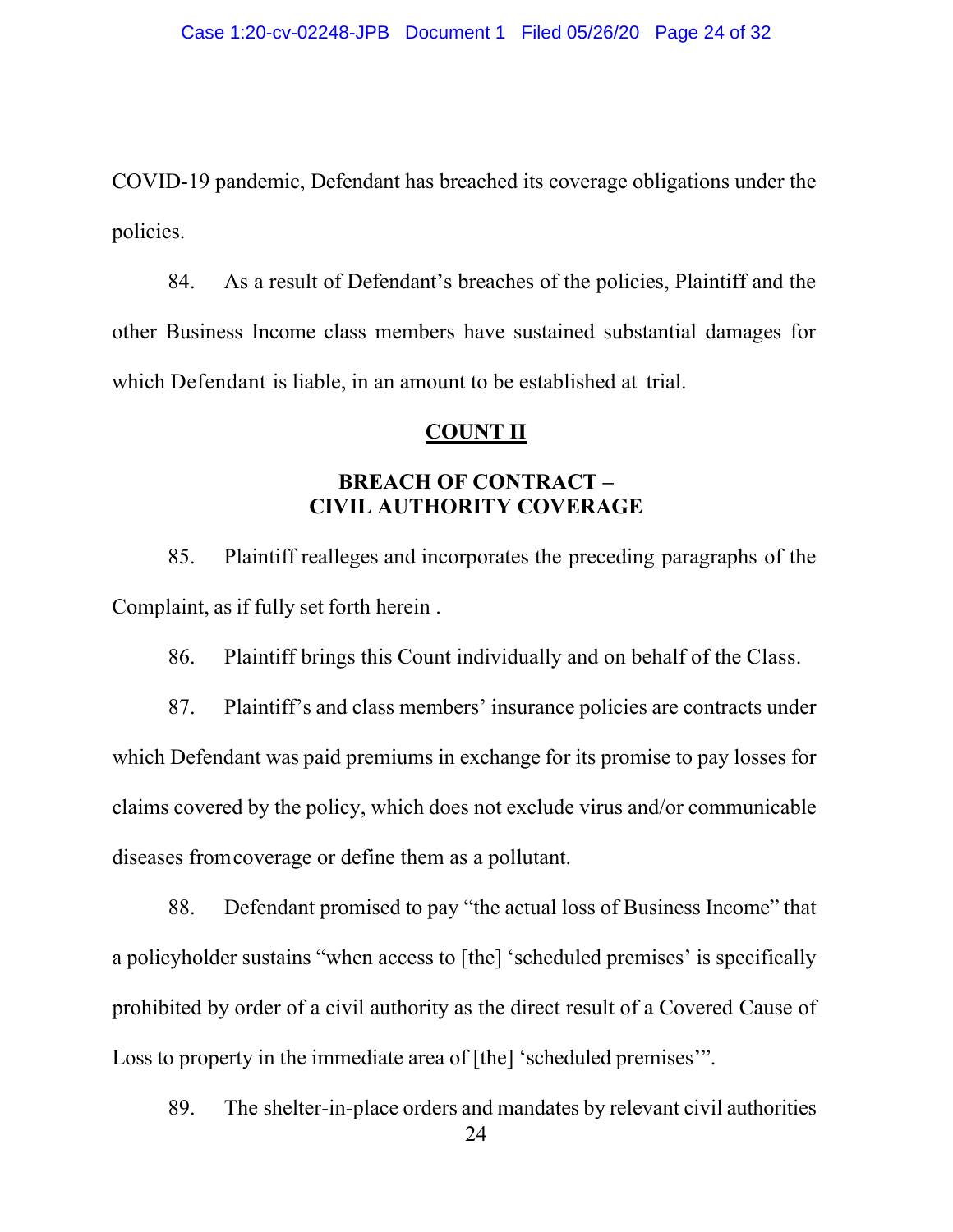COVID-19 pandemic, Defendant has breached its coverage obligations under the policies.

84. As a result of Defendant's breaches of the policies, Plaintiff and the other Business Income class members have sustained substantial damages for which Defendant is liable, in an amount to be established at trial.

## COUNT II

### BREACH OF CONTRACT – CIVIL AUTHORITY COVERAGE

85. Plaintiff realleges and incorporates the preceding paragraphs of the Complaint, as if fully set forth herein .

86. Plaintiff brings this Count individually and on behalf of the Class.

87. Plaintiff's and class members' insurance policies are contracts under which Defendant was paid premiums in exchange for its promise to pay losses for claims covered by the policy, which does not exclude virus and/or communicable diseases from coverage or define them as a pollutant.

88. Defendant promised to pay "the actual loss of Business Income" that a policyholder sustains "when access to [the] 'scheduled premises' is specifically prohibited by order of a civil authority as the direct result of a Covered Cause of Loss to property in the immediate area of [the] 'scheduled premises'".

89. The shelter-in-place orders and mandates by relevant civil authorities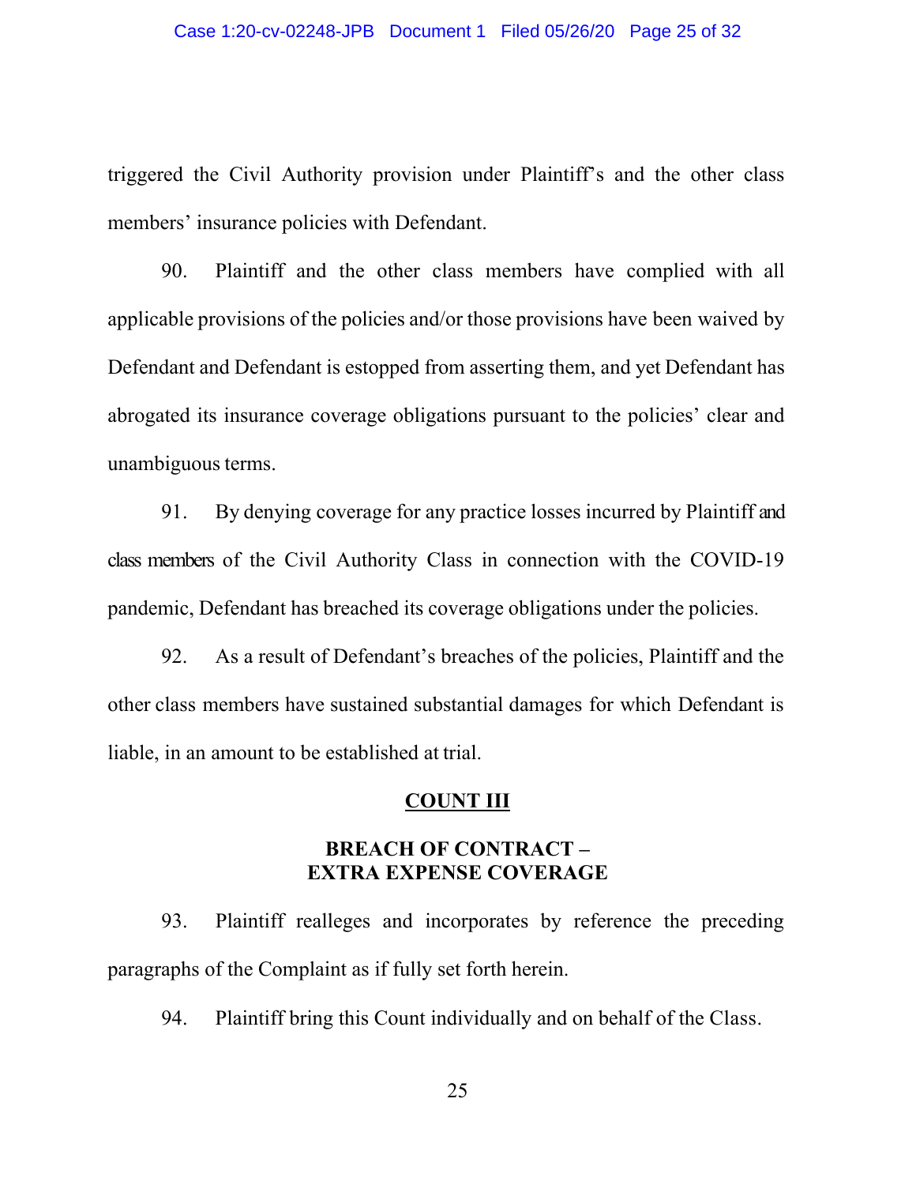triggered the Civil Authority provision under Plaintiff's and the other class members' insurance policies with Defendant.

90. Plaintiff and the other class members have complied with all applicable provisions of the policies and/or those provisions have been waived by Defendant and Defendant is estopped from asserting them, and yet Defendant has abrogated its insurance coverage obligations pursuant to the policies' clear and unambiguous terms.

91. By denying coverage for any practice losses incurred by Plaintiff and class members of the Civil Authority Class in connection with the COVID-19 pandemic, Defendant has breached its coverage obligations under the policies.

92. As a result of Defendant's breaches of the policies, Plaintiff and the other class members have sustained substantial damages for which Defendant is liable, in an amount to be established at trial.

## COUNT III

## BREACH OF CONTRACT – EXTRA EXPENSE COVERAGE

93. Plaintiff realleges and incorporates by reference the preceding paragraphs of the Complaint as if fully set forth herein.

94. Plaintiff bring this Count individually and on behalf of the Class.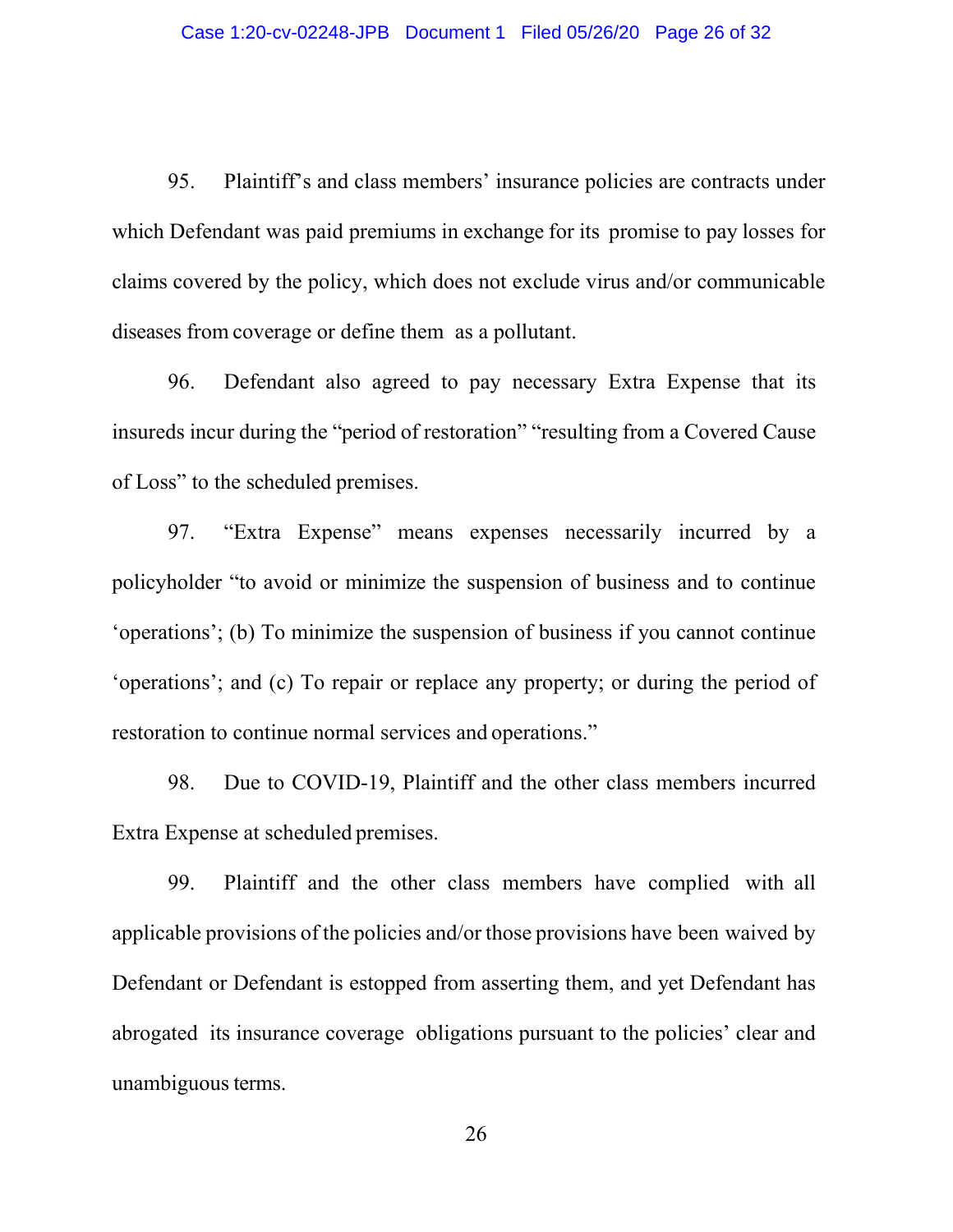95. Plaintiff's and class members' insurance policies are contracts under which Defendant was paid premiums in exchange for its promise to pay losses for claims covered by the policy, which does not exclude virus and/or communicable diseases from coverage or define them as a pollutant.

96. Defendant also agreed to pay necessary Extra Expense that its insureds incur during the "period of restoration" "resulting from a Covered Cause of Loss" to the scheduled premises.

97. "Extra Expense" means expenses necessarily incurred by a policyholder "to avoid or minimize the suspension of business and to continue 'operations'; (b) To minimize the suspension of business if you cannot continue 'operations'; and (c) To repair or replace any property; or during the period of restoration to continue normal services and operations."

98. Due to COVID-19, Plaintiff and the other class members incurred Extra Expense at scheduled premises.

99. Plaintiff and the other class members have complied with all applicable provisions of the policies and/or those provisions have been waived by Defendant or Defendant is estopped from asserting them, and yet Defendant has abrogated its insurance coverage obligations pursuant to the policies' clear and unambiguous terms.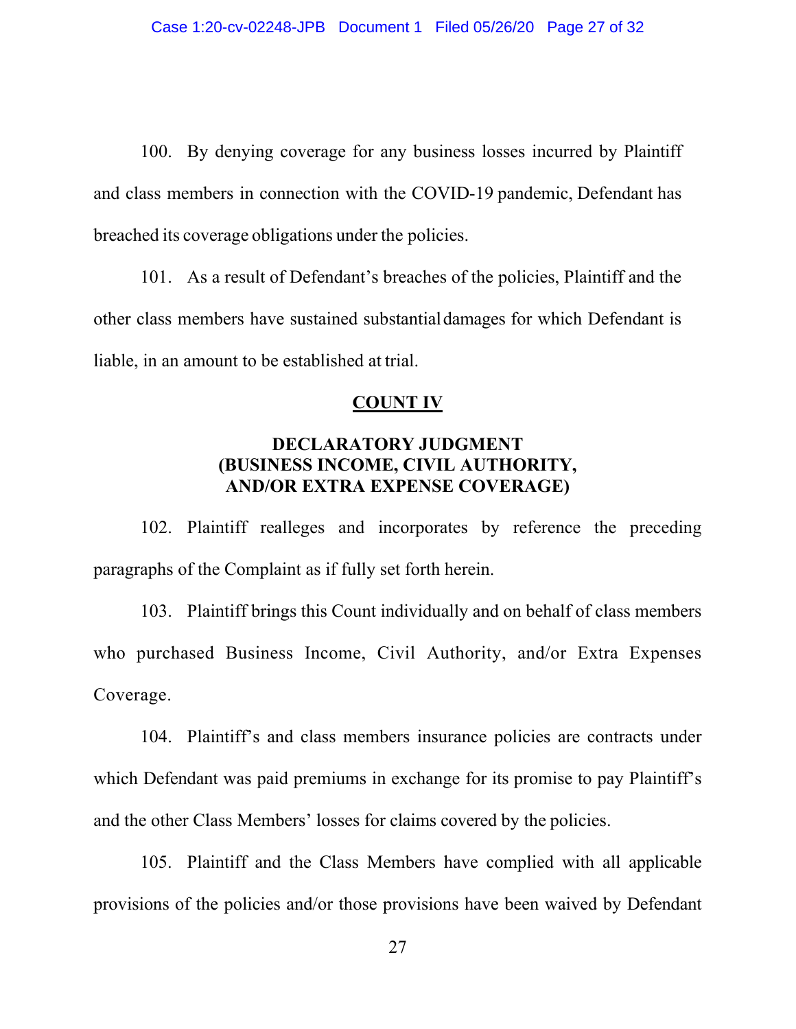100. By denying coverage for any business losses incurred by Plaintiff and class members in connection with the COVID-19 pandemic, Defendant has breached its coverage obligations under the policies.

101. As a result of Defendant's breaches of the policies, Plaintiff and the other class members have sustained substantial damages for which Defendant is liable, in an amount to be established at trial.

**COUNT IV**

**DECLARATORY JUDGMENT (BUSINESS INCOME, CIVIL AUTHORITY, AND/OR EXTRA EXPENSE COVERAGE)**

102. Plaintiff realleges and incorporates by reference the preceding paragraphs of the Complaint as if fully set forth herein.

103. Plaintiff brings this Count individually and on behalf of class members who purchased Business Income, Civil Authority, and/or Extra Expenses Coverage.

104. Plaintiff's and class members insurance policies are contracts under which Defendant was paid premiums in exchange for its promise to pay Plaintiff's and the other Class Members' losses for claims covered by the policies.

105. Plaintiff and the Class Members have complied with all applicable provisions of the policies and/or those provisions have been waived by Defendant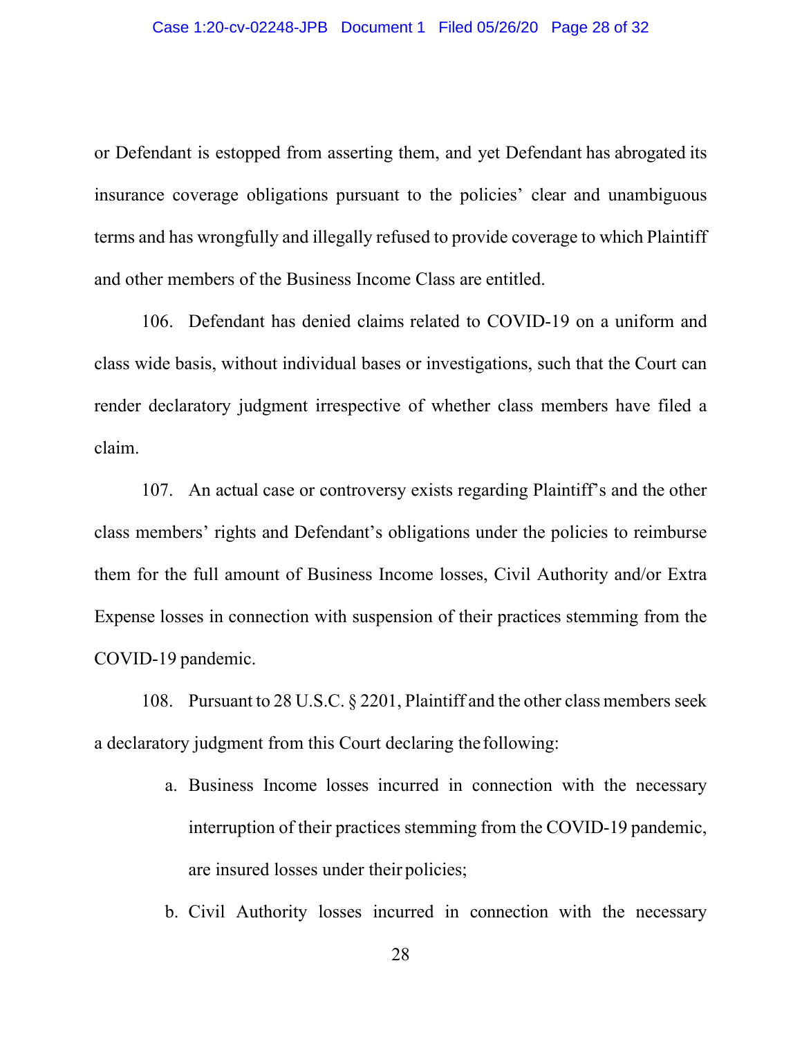or Defendant is estopped from asserting them, and yet Defendant has abrogated its insurance coverage obligations pursuant to the policies' clear and unambiguous terms and has wrongfully and illegally refused to provide coverage to which Plaintiff and other members of the Business Income Class are entitled.

106. Defendant has denied claims related to COVID-19 on a uniform and class wide basis, without individual bases or investigations, such that the Court can render declaratory judgment irrespective of whether class members have filed a claim.

107. An actual case or controversy exists regarding Plaintiff's and the other class members' rights and Defendant's obligations under the policies to reimburse them for the full amount of Business Income losses, Civil Authority and/or Extra Expense losses in connection with suspension of their practices stemming from the COVID-19 pandemic.

108. Pursuant to 28 U.S.C. § 2201, Plaintiff and the other class members seek a declaratory judgment from this Court declaring the following:

a. Business Income losses incurred in connection with the necessary interruption of their practices stemming from the COVID-19 pandemic, are insured losses under their policies;

b. Civil Authority losses incurred in connection with the necessary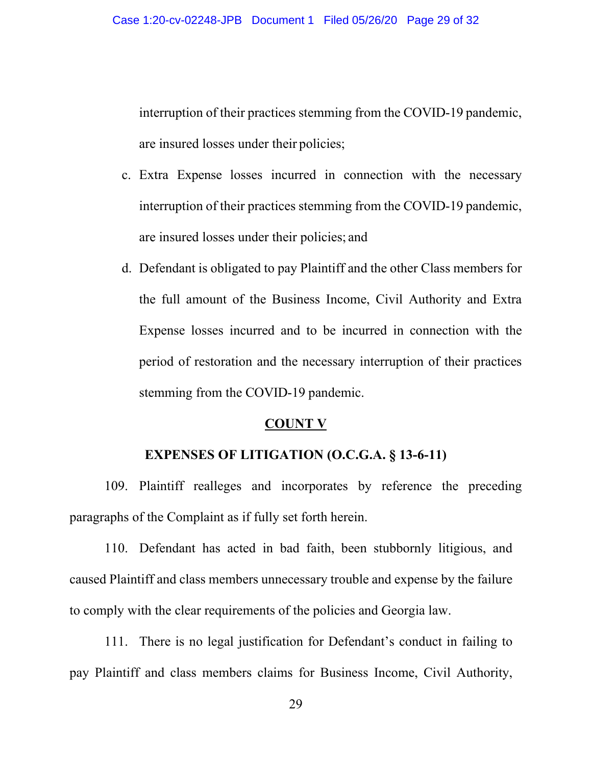interruption of their practices stemming from the COVID-19 pandemic, are insured losses under their policies;

c. Extra Expense losses incurred in connection with the necessary interruption of their practices stemming from the COVID-19 pandemic, are insured losses under their policies; and

d. Defendant is obligated to pay Plaintiff and the other Class members for the full amount of the Business Income, Civil Authority and Extra Expense losses incurred and to be incurred in connection with the period of restoration and the necessary interruption of their practices stemming from the COVID-19 pandemic.

## COUNT V

## EXPENSES OF LITIGATION (O.C.G.A. § 13-6-11)

109. Plaintiff realleges and incorporates by reference the preceding paragraphs of the Complaint as if fully set forth herein.

110. Defendant has acted in bad faith, been stubbornly litigious, and caused Plaintiff and class members unnecessary trouble and expense by the failure to comply with the clear requirements of the policies and Georgia law.

111. There is no legal justification for Defendant's conduct in failing to pay Plaintiff and class members claims for Business Income, Civil Authority,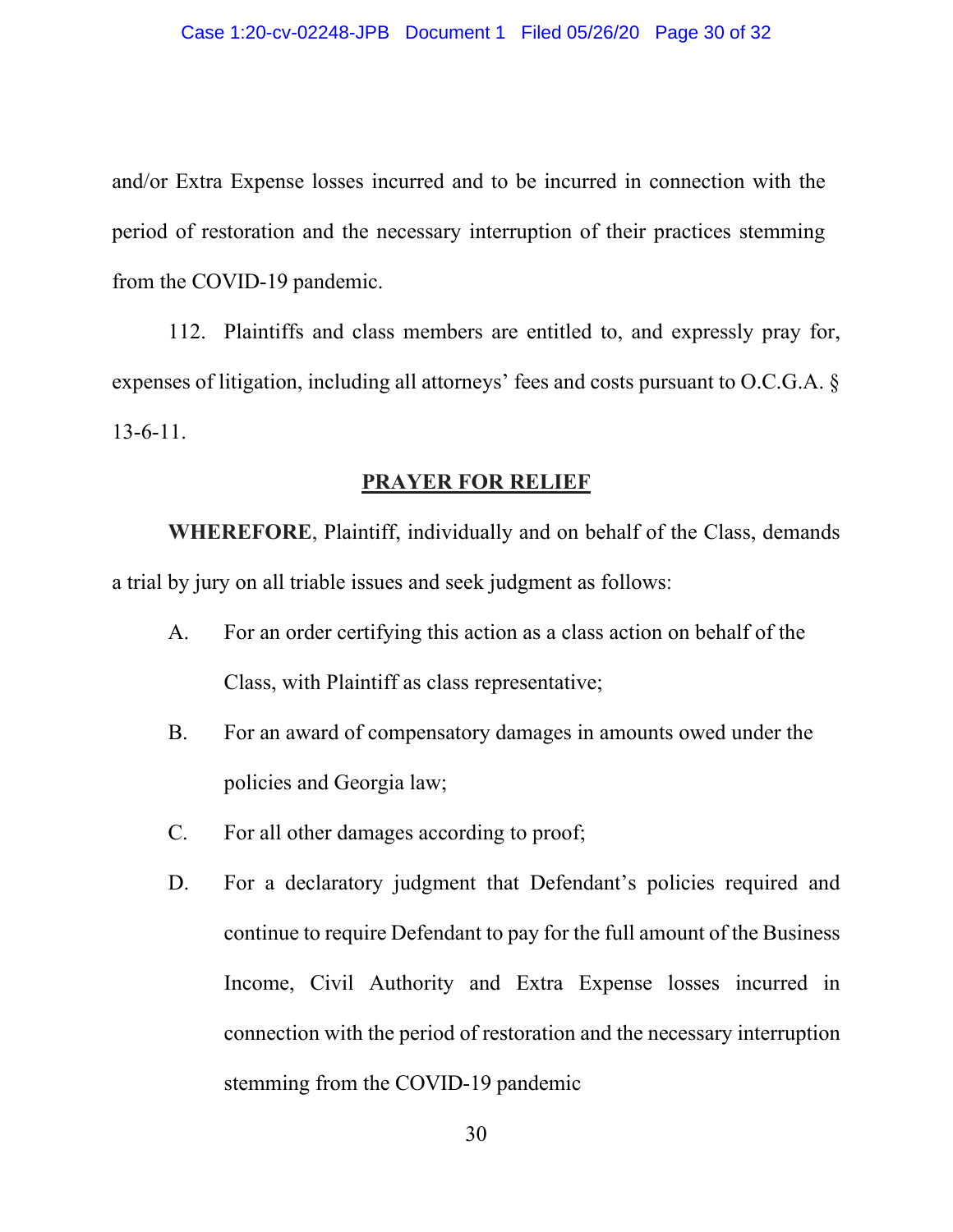and/or Extra Expense losses incurred and to be incurred in connection with the period of restoration and the necessary interruption of their practices stemming from the COVID-19 pandemic.

112. Plaintiffs and class members are entitled to, and expressly pray for, expenses of litigation, including all attorneys' fees and costs pursuant to O.C.G.A. § 13-6-11.

## PRAYER FOR RELIEF

**WHEREFORE**, Plaintiff, individually and on behalf of the Class, demands a trial by jury on all triable issues and seek judgment as follows:

A. For an order certifying this action as a class action on behalf of the Class, with Plaintiff as class representative;

B. For an award of compensatory damages in amounts owed under the policies and Georgia law;

C. For all other damages according to proof;

D. For a declaratory judgment that Defendant's policies required and continue to require Defendant to pay for the full amount of the Business Income, Civil Authority and Extra Expense losses incurred in connection with the period of restoration and the necessary interruption stemming from the COVID-19 pandemic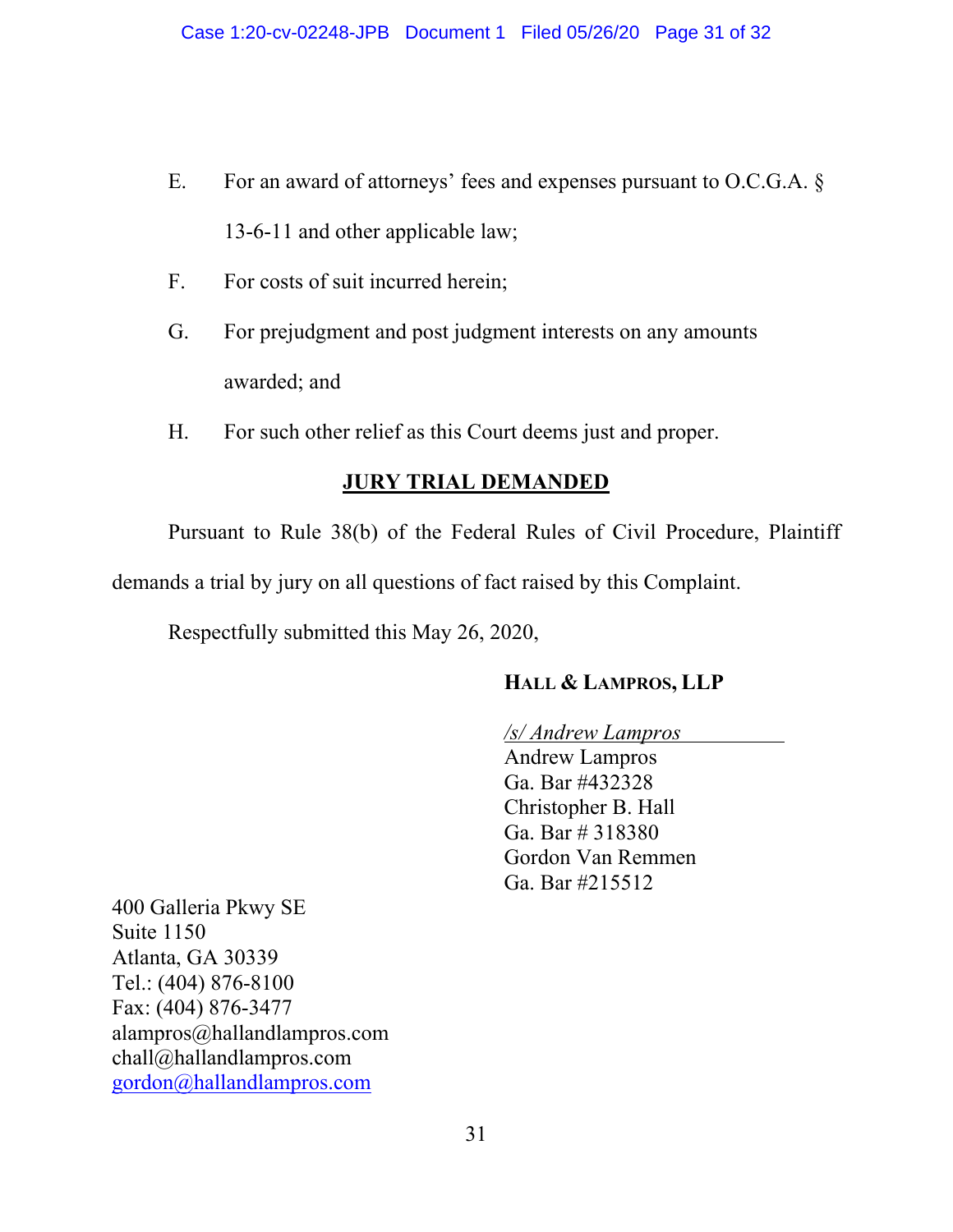E. For an award of attorneys' fees and expenses pursuant to O.C.G.A. § 13-6-11 and other applicable law;

F. For costs of suit incurred herein;

G. For prejudgment and post judgment interests on any amounts awarded; and

H. For such other relief as this Court deems just and proper.

**JURY TRIAL DEMANDED**

Pursuant to Rule 38(b) of the Federal Rules of Civil Procedure, Plaintiff demands a trial by jury on all questions of fact raised by this Complaint.

Respectfully submitted this May 26, 2020,

**HALL & LAMPROS, LLP**

*/s/ Andrew Lampros*
Andrew Lampros
Ga. Bar #432328
Christopher B. Hall
Ga. Bar # 318380
Gordon Van Remmen
Ga. Bar #215512

400 Galleria Pkwy SE
Suite 1150
Atlanta, GA 30339
Tel.: (404) 876-8100
Fax: (404) 876-3477
alampros@hallandlampros.com
chall@hallandlampros.com
gordon@hallandlampros.com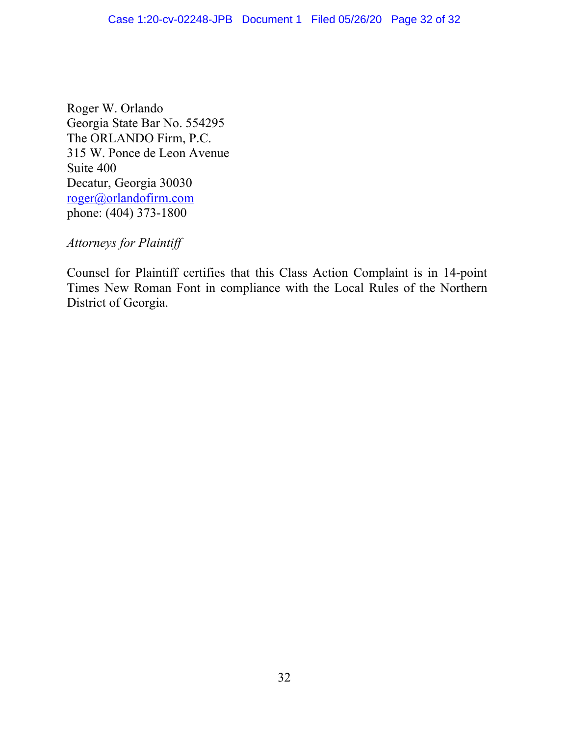Roger W. Orlando
Georgia State Bar No. 554295
The ORLANDO Firm, P.C.
315 W. Ponce de Leon Avenue
Suite 400
Decatur, Georgia 30030
roger@orlandofirm.com
phone: (404) 373-1800

*Attorneys for Plaintiff*

Counsel for Plaintiff certifies that this Class Action Complaint is in 14-point Times New Roman Font in compliance with the Local Rules of the Northern District of Georgia.